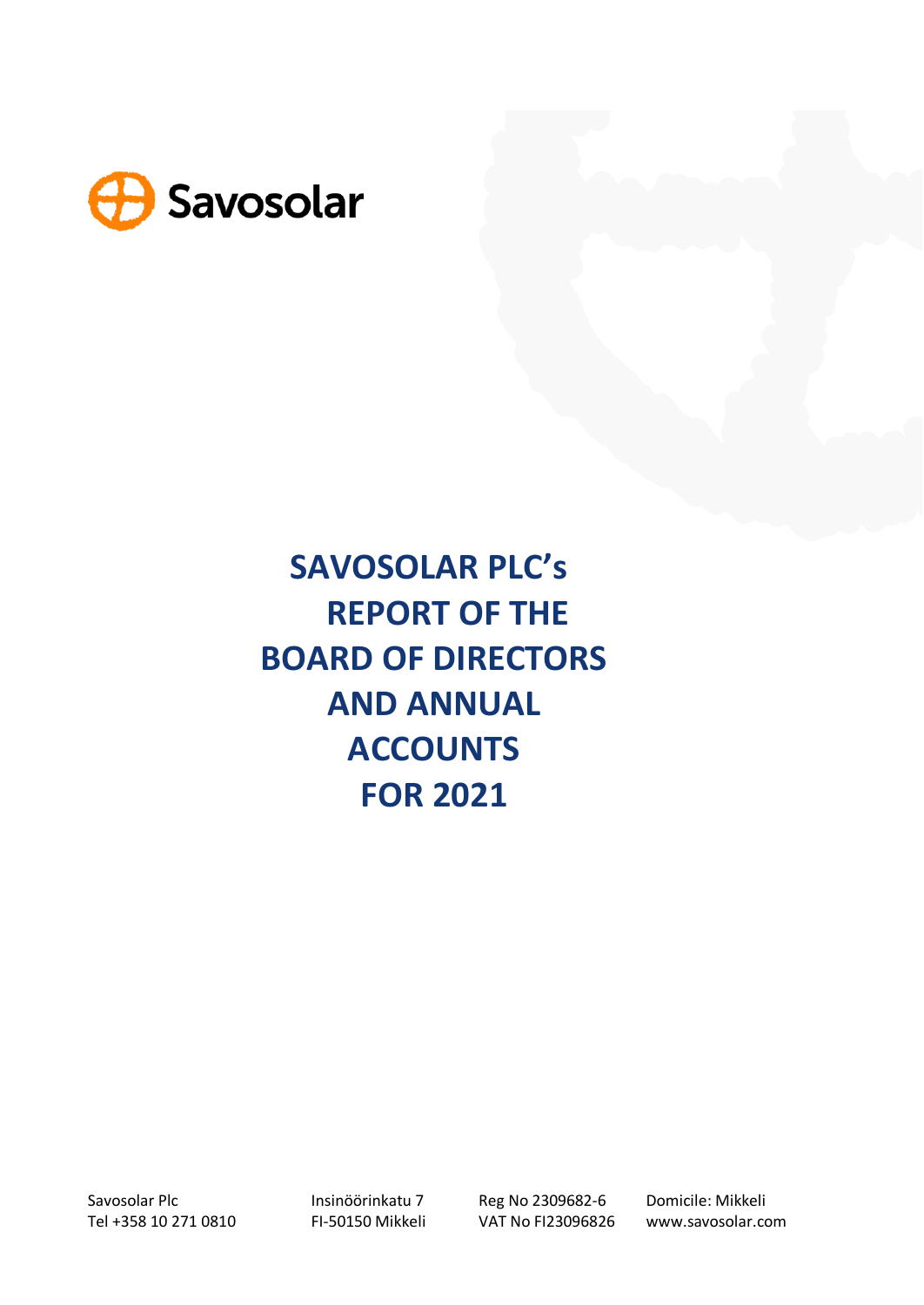Savosolar

# SAVOSOLAR PLC's REPORT OF THE BOARD OF DIRECTORS AND ANNUAL ACCOUNTS FOR 2021

Savosolar Plc
Tel +358 10 271 0810

Insinöörinkatu 7
FI-50150 Mikkeli

Reg No 2309682-6
VAT No FI23096826

Domicile: Mikkeli
www.savosolar.com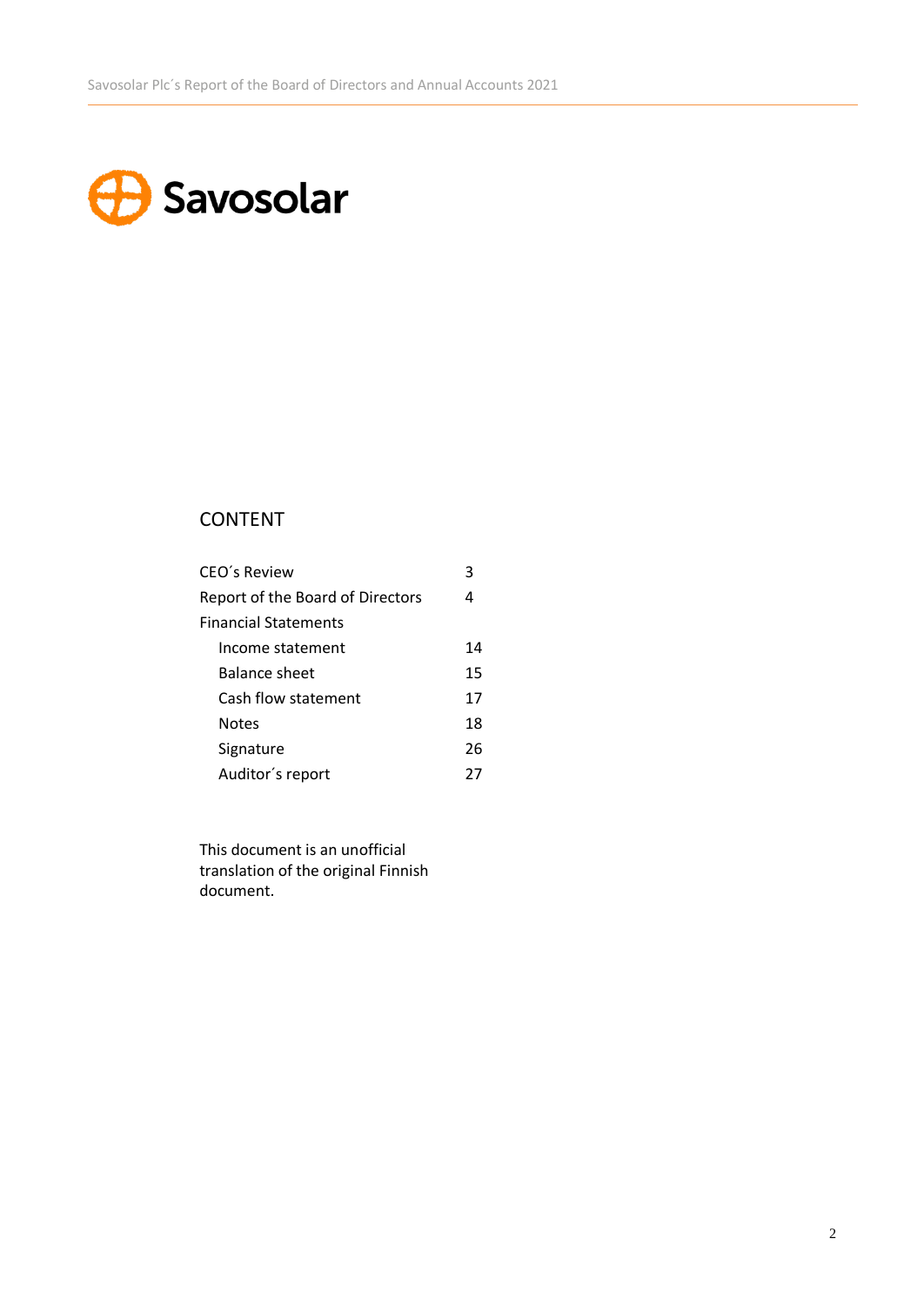Savosolar

## CONTENT

| | |
|---|---|
| CEO´s Review | 3 |
| Report of the Board of Directors | 4 |
| Financial Statements | |
| Income statement | 14 |
| Balance sheet | 15 |
| Cash flow statement | 17 |
| Notes | 18 |
| Signature | 26 |
| Auditor´s report | 27 |

This document is an unofficial translation of the original Finnish document.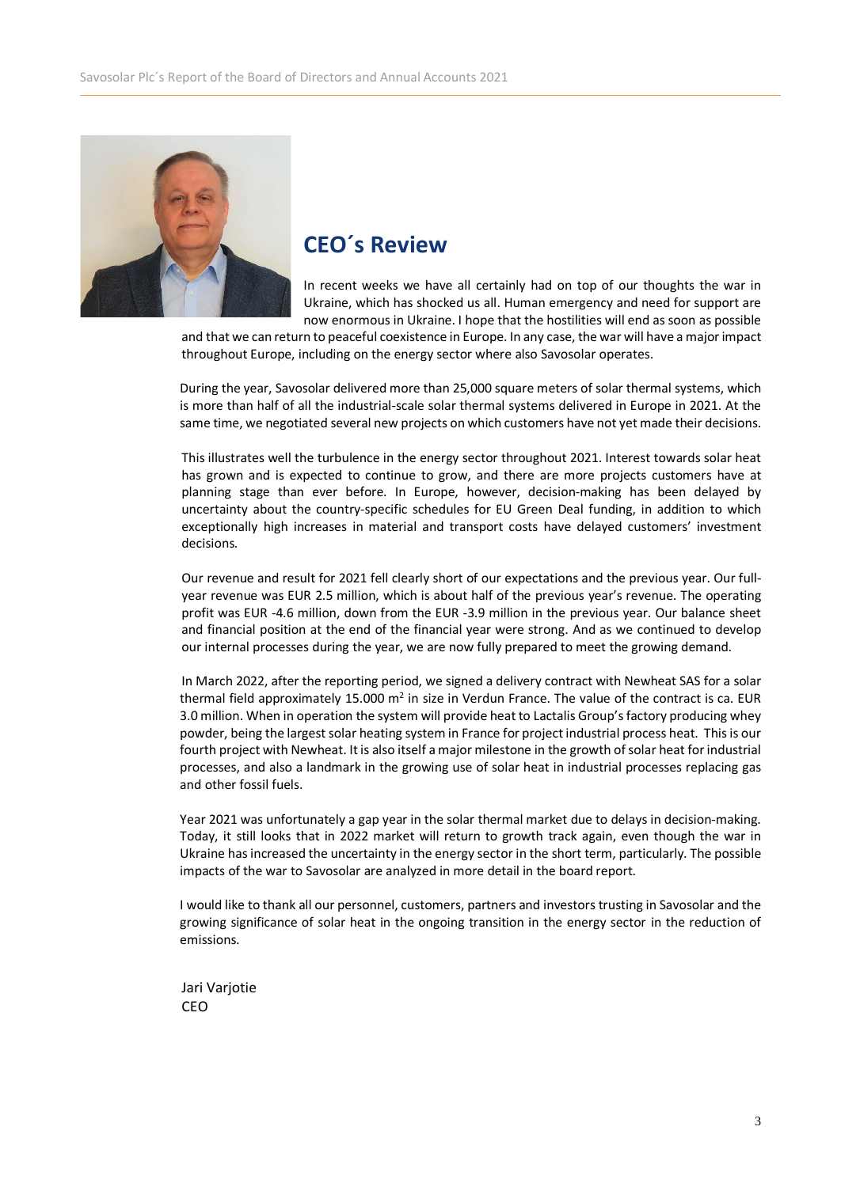## CEO´s Review

In recent weeks we have all certainly had on top of our thoughts the war in Ukraine, which has shocked us all. Human emergency and need for support are now enormous in Ukraine. I hope that the hostilities will end as soon as possible and that we can return to peaceful coexistence in Europe. In any case, the war will have a major impact throughout Europe, including on the energy sector where also Savosolar operates.

During the year, Savosolar delivered more than 25,000 square meters of solar thermal systems, which is more than half of all the industrial-scale solar thermal systems delivered in Europe in 2021. At the same time, we negotiated several new projects on which customers have not yet made their decisions.

This illustrates well the turbulence in the energy sector throughout 2021. Interest towards solar heat has grown and is expected to continue to grow, and there are more projects customers have at planning stage than ever before. In Europe, however, decision-making has been delayed by uncertainty about the country-specific schedules for EU Green Deal funding, in addition to which exceptionally high increases in material and transport costs have delayed customers' investment decisions.

Our revenue and result for 2021 fell clearly short of our expectations and the previous year. Our full-year revenue was EUR 2.5 million, which is about half of the previous year's revenue. The operating profit was EUR -4.6 million, down from the EUR -3.9 million in the previous year. Our balance sheet and financial position at the end of the financial year were strong. And as we continued to develop our internal processes during the year, we are now fully prepared to meet the growing demand.

In March 2022, after the reporting period, we signed a delivery contract with Newheat SAS for a solar thermal field approximately 15.000 $m^2$ in size in Verdun France. The value of the contract is ca. EUR 3.0 million. When in operation the system will provide heat to Lactalis Group's factory producing whey powder, being the largest solar heating system in France for project industrial process heat. This is our fourth project with Newheat. It is also itself a major milestone in the growth of solar heat for industrial processes, and also a landmark in the growing use of solar heat in industrial processes replacing gas and other fossil fuels.

Year 2021 was unfortunately a gap year in the solar thermal market due to delays in decision-making. Today, it still looks that in 2022 market will return to growth track again, even though the war in Ukraine has increased the uncertainty in the energy sector in the short term, particularly. The possible impacts of the war to Savosolar are analyzed in more detail in the board report.

I would like to thank all our personnel, customers, partners and investors trusting in Savosolar and the growing significance of solar heat in the ongoing transition in the energy sector in the reduction of emissions.

Jari Varjotie
CEO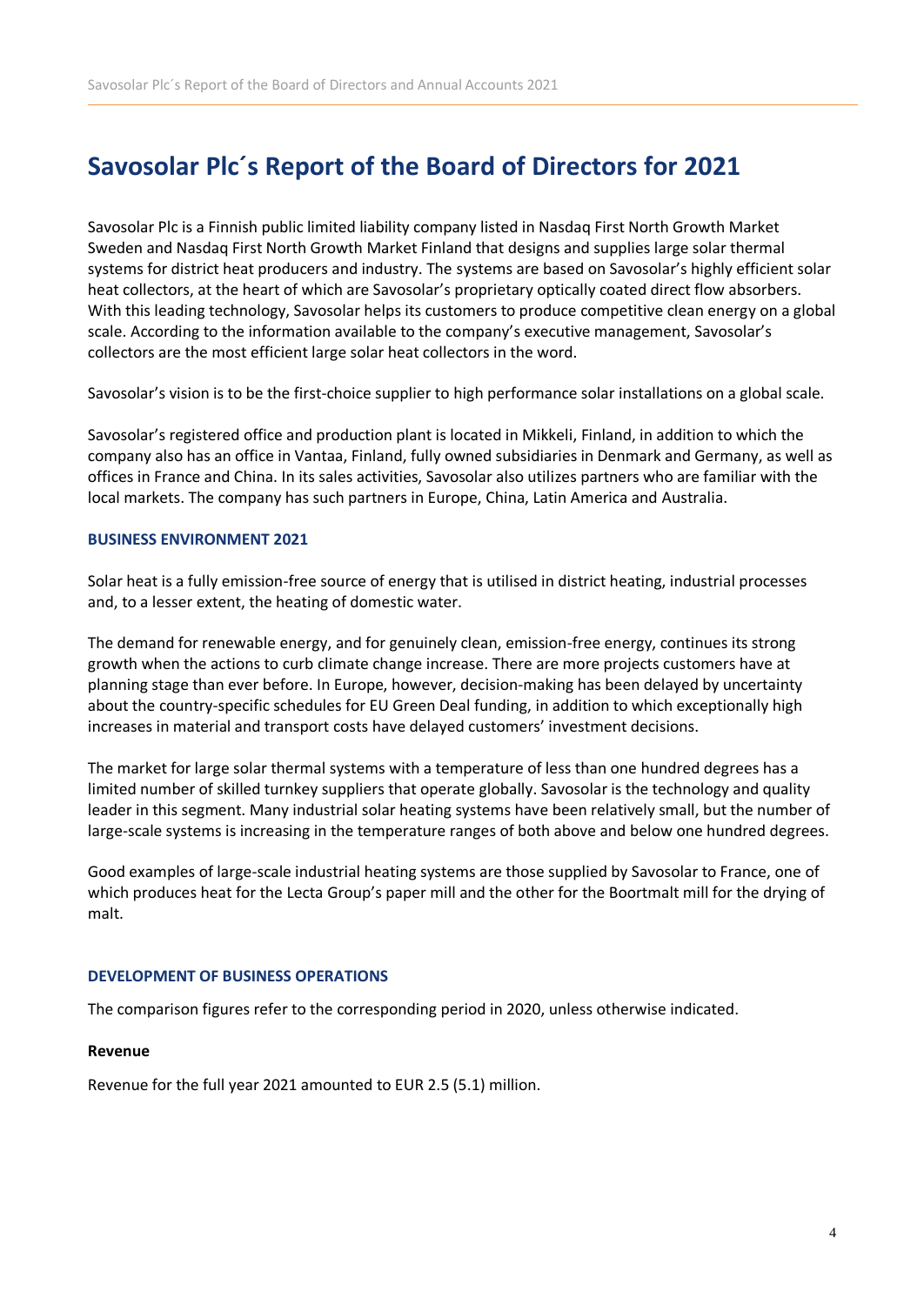# Savosolar Plc´s Report of the Board of Directors for 2021

Savosolar Plc is a Finnish public limited liability company listed in Nasdaq First North Growth Market Sweden and Nasdaq First North Growth Market Finland that designs and supplies large solar thermal systems for district heat producers and industry. The systems are based on Savosolar's highly efficient solar heat collectors, at the heart of which are Savosolar's proprietary optically coated direct flow absorbers. With this leading technology, Savosolar helps its customers to produce competitive clean energy on a global scale. According to the information available to the company's executive management, Savosolar's collectors are the most efficient large solar heat collectors in the word.

Savosolar's vision is to be the first-choice supplier to high performance solar installations on a global scale.

Savosolar's registered office and production plant is located in Mikkeli, Finland, in addition to which the company also has an office in Vantaa, Finland, fully owned subsidiaries in Denmark and Germany, as well as offices in France and China. In its sales activities, Savosolar also utilizes partners who are familiar with the local markets. The company has such partners in Europe, China, Latin America and Australia.

## BUSINESS ENVIRONMENT 2021

Solar heat is a fully emission-free source of energy that is utilised in district heating, industrial processes and, to a lesser extent, the heating of domestic water.

The demand for renewable energy, and for genuinely clean, emission-free energy, continues its strong growth when the actions to curb climate change increase. There are more projects customers have at planning stage than ever before. In Europe, however, decision-making has been delayed by uncertainty about the country-specific schedules for EU Green Deal funding, in addition to which exceptionally high increases in material and transport costs have delayed customers' investment decisions.

The market for large solar thermal systems with a temperature of less than one hundred degrees has a limited number of skilled turnkey suppliers that operate globally. Savosolar is the technology and quality leader in this segment. Many industrial solar heating systems have been relatively small, but the number of large-scale systems is increasing in the temperature ranges of both above and below one hundred degrees.

Good examples of large-scale industrial heating systems are those supplied by Savosolar to France, one of which produces heat for the Lecta Group's paper mill and the other for the Boortmalt mill for the drying of malt.

## DEVELOPMENT OF BUSINESS OPERATIONS

The comparison figures refer to the corresponding period in 2020, unless otherwise indicated.

### Revenue

Revenue for the full year 2021 amounted to EUR 2.5 (5.1) million.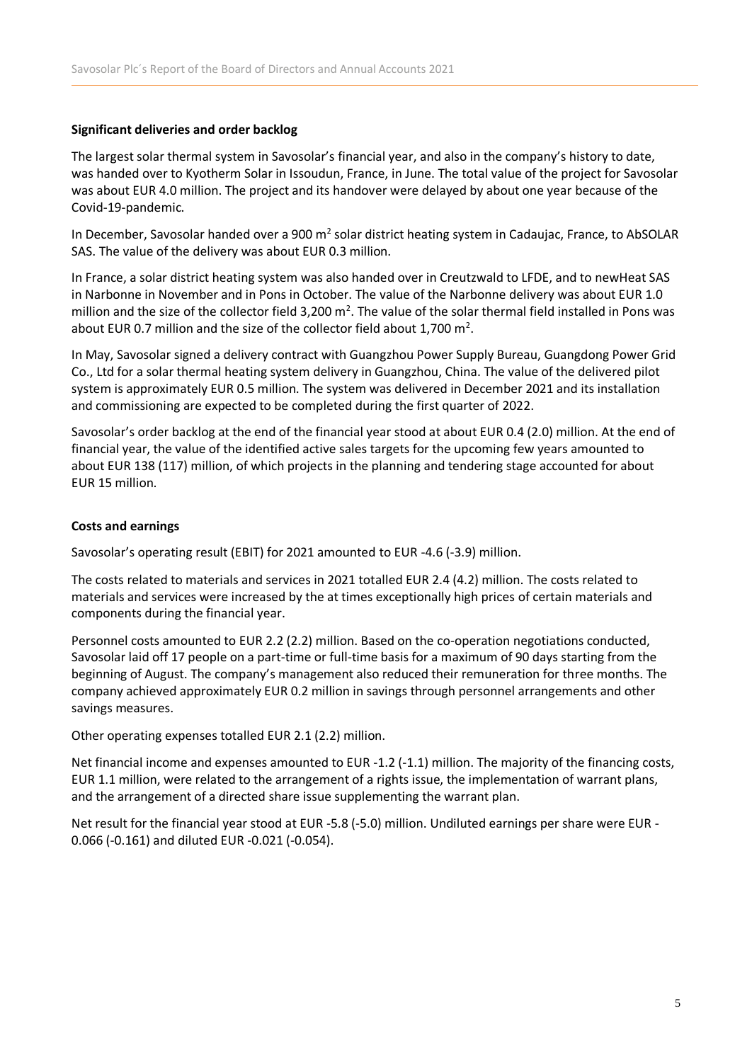### Significant deliveries and order backlog

The largest solar thermal system in Savosolar's financial year, and also in the company's history to date, was handed over to Kyotherm Solar in Issoudun, France, in June. The total value of the project for Savosolar was about EUR 4.0 million. The project and its handover were delayed by about one year because of the Covid-19-pandemic.

In December, Savosolar handed over a 900 $m^2$ solar district heating system in Cadaujac, France, to AbSOLAR SAS. The value of the delivery was about EUR 0.3 million.

In France, a solar district heating system was also handed over in Creutzwald to LFDE, and to newHeat SAS in Narbonne in November and in Pons in October. The value of the Narbonne delivery was about EUR 1.0 million and the size of the collector field 3,200 $m^2$. The value of the solar thermal field installed in Pons was about EUR 0.7 million and the size of the collector field about 1,700 $m^2$.

In May, Savosolar signed a delivery contract with Guangzhou Power Supply Bureau, Guangdong Power Grid Co., Ltd for a solar thermal heating system delivery in Guangzhou, China. The value of the delivered pilot system is approximately EUR 0.5 million. The system was delivered in December 2021 and its installation and commissioning are expected to be completed during the first quarter of 2022.

Savosolar's order backlog at the end of the financial year stood at about EUR 0.4 (2.0) million. At the end of financial year, the value of the identified active sales targets for the upcoming few years amounted to about EUR 138 (117) million, of which projects in the planning and tendering stage accounted for about EUR 15 million.

### Costs and earnings

Savosolar's operating result (EBIT) for 2021 amounted to EUR -4.6 (-3.9) million.

The costs related to materials and services in 2021 totalled EUR 2.4 (4.2) million. The costs related to materials and services were increased by the at times exceptionally high prices of certain materials and components during the financial year.

Personnel costs amounted to EUR 2.2 (2.2) million. Based on the co-operation negotiations conducted, Savosolar laid off 17 people on a part-time or full-time basis for a maximum of 90 days starting from the beginning of August. The company's management also reduced their remuneration for three months. The company achieved approximately EUR 0.2 million in savings through personnel arrangements and other savings measures.

Other operating expenses totalled EUR 2.1 (2.2) million.

Net financial income and expenses amounted to EUR -1.2 (-1.1) million. The majority of the financing costs, EUR 1.1 million, were related to the arrangement of a rights issue, the implementation of warrant plans, and the arrangement of a directed share issue supplementing the warrant plan.

Net result for the financial year stood at EUR -5.8 (-5.0) million. Undiluted earnings per share were EUR -0.066 (-0.161) and diluted EUR -0.021 (-0.054).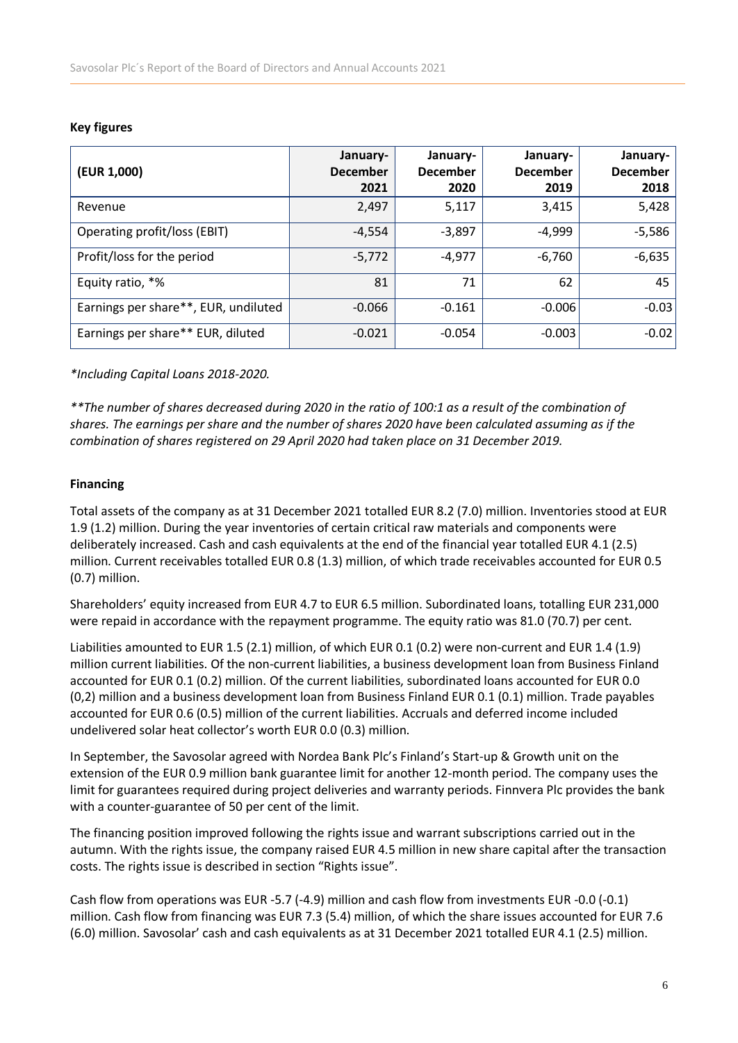**Key figures**

| (EUR 1,000) | January-December 2021 | January-December 2020 | January-December 2019 | January-December 2018 |
|---|---|---|---|---|
| Revenue | 2,497 | 5,117 | 3,415 | 5,428 |
| Operating profit/loss (EBIT) | -4,554 | -3,897 | -4,999 | -5,586 |
| Profit/loss for the period | -5,772 | -4,977 | -6,760 | -6,635 |
| Equity ratio, *% | 81 | 71 | 62 | 45 |
| Earnings per share**, EUR, undiluted | -0.066 | -0.161 | -0.006 | -0.03 |
| Earnings per share** EUR, diluted | -0.021 | -0.054 | -0.003 | -0.02 |

*\*Including Capital Loans 2018-2020.*

*\*\*The number of shares decreased during 2020 in the ratio of 100:1 as a result of the combination of shares. The earnings per share and the number of shares 2020 have been calculated assuming as if the combination of shares registered on 29 April 2020 had taken place on 31 December 2019.*

**Financing**

Total assets of the company as at 31 December 2021 totalled EUR 8.2 (7.0) million. Inventories stood at EUR 1.9 (1.2) million. During the year inventories of certain critical raw materials and components were deliberately increased. Cash and cash equivalents at the end of the financial year totalled EUR 4.1 (2.5) million. Current receivables totalled EUR 0.8 (1.3) million, of which trade receivables accounted for EUR 0.5 (0.7) million.

Shareholders' equity increased from EUR 4.7 to EUR 6.5 million. Subordinated loans, totalling EUR 231,000 were repaid in accordance with the repayment programme. The equity ratio was 81.0 (70.7) per cent.

Liabilities amounted to EUR 1.5 (2.1) million, of which EUR 0.1 (0.2) were non-current and EUR 1.4 (1.9) million current liabilities. Of the non-current liabilities, a business development loan from Business Finland accounted for EUR 0.1 (0.2) million. Of the current liabilities, subordinated loans accounted for EUR 0.0 (0,2) million and a business development loan from Business Finland EUR 0.1 (0.1) million. Trade payables accounted for EUR 0.6 (0.5) million of the current liabilities. Accruals and deferred income included undelivered solar heat collector's worth EUR 0.0 (0.3) million.

In September, the Savosolar agreed with Nordea Bank Plc's Finland's Start-up & Growth unit on the extension of the EUR 0.9 million bank guarantee limit for another 12-month period. The company uses the limit for guarantees required during project deliveries and warranty periods. Finnvera Plc provides the bank with a counter-guarantee of 50 per cent of the limit.

The financing position improved following the rights issue and warrant subscriptions carried out in the autumn. With the rights issue, the company raised EUR 4.5 million in new share capital after the transaction costs. The rights issue is described in section "Rights issue".

Cash flow from operations was EUR -5.7 (-4.9) million and cash flow from investments EUR -0.0 (-0.1) million. Cash flow from financing was EUR 7.3 (5.4) million, of which the share issues accounted for EUR 7.6 (6.0) million. Savosolar' cash and cash equivalents as at 31 December 2021 totalled EUR 4.1 (2.5) million.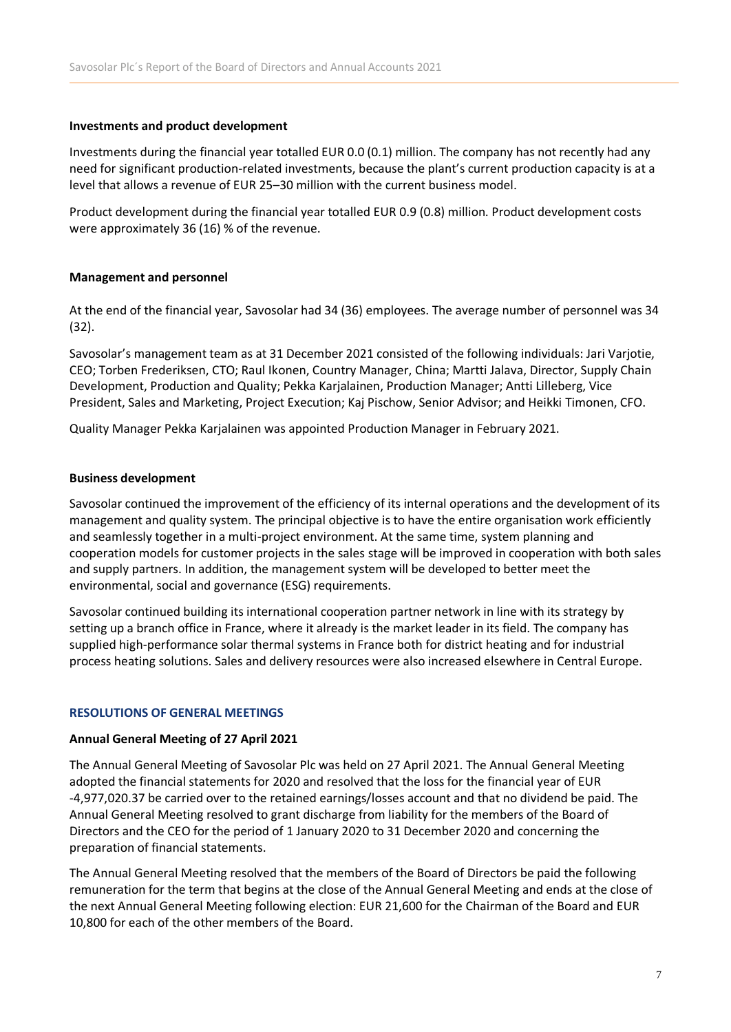### Investments and product development

Investments during the financial year totalled EUR 0.0 (0.1) million. The company has not recently had any need for significant production-related investments, because the plant's current production capacity is at a level that allows a revenue of EUR 25–30 million with the current business model.

Product development during the financial year totalled EUR 0.9 (0.8) million. Product development costs were approximately 36 (16) % of the revenue.

### Management and personnel

At the end of the financial year, Savosolar had 34 (36) employees. The average number of personnel was 34 (32).

Savosolar's management team as at 31 December 2021 consisted of the following individuals: Jari Varjotie, CEO; Torben Frederiksen, CTO; Raul Ikonen, Country Manager, China; Martti Jalava, Director, Supply Chain Development, Production and Quality; Pekka Karjalainen, Production Manager; Antti Lilleberg, Vice President, Sales and Marketing, Project Execution; Kaj Pischow, Senior Advisor; and Heikki Timonen, CFO.

Quality Manager Pekka Karjalainen was appointed Production Manager in February 2021.

### Business development

Savosolar continued the improvement of the efficiency of its internal operations and the development of its management and quality system. The principal objective is to have the entire organisation work efficiently and seamlessly together in a multi-project environment. At the same time, system planning and cooperation models for customer projects in the sales stage will be improved in cooperation with both sales and supply partners. In addition, the management system will be developed to better meet the environmental, social and governance (ESG) requirements.

Savosolar continued building its international cooperation partner network in line with its strategy by setting up a branch office in France, where it already is the market leader in its field. The company has supplied high-performance solar thermal systems in France both for district heating and for industrial process heating solutions. Sales and delivery resources were also increased elsewhere in Central Europe.

## RESOLUTIONS OF GENERAL MEETINGS

### Annual General Meeting of 27 April 2021

The Annual General Meeting of Savosolar Plc was held on 27 April 2021. The Annual General Meeting adopted the financial statements for 2020 and resolved that the loss for the financial year of EUR -4,977,020.37 be carried over to the retained earnings/losses account and that no dividend be paid. The Annual General Meeting resolved to grant discharge from liability for the members of the Board of Directors and the CEO for the period of 1 January 2020 to 31 December 2020 and concerning the preparation of financial statements.

The Annual General Meeting resolved that the members of the Board of Directors be paid the following remuneration for the term that begins at the close of the Annual General Meeting and ends at the close of the next Annual General Meeting following election: EUR 21,600 for the Chairman of the Board and EUR 10,800 for each of the other members of the Board.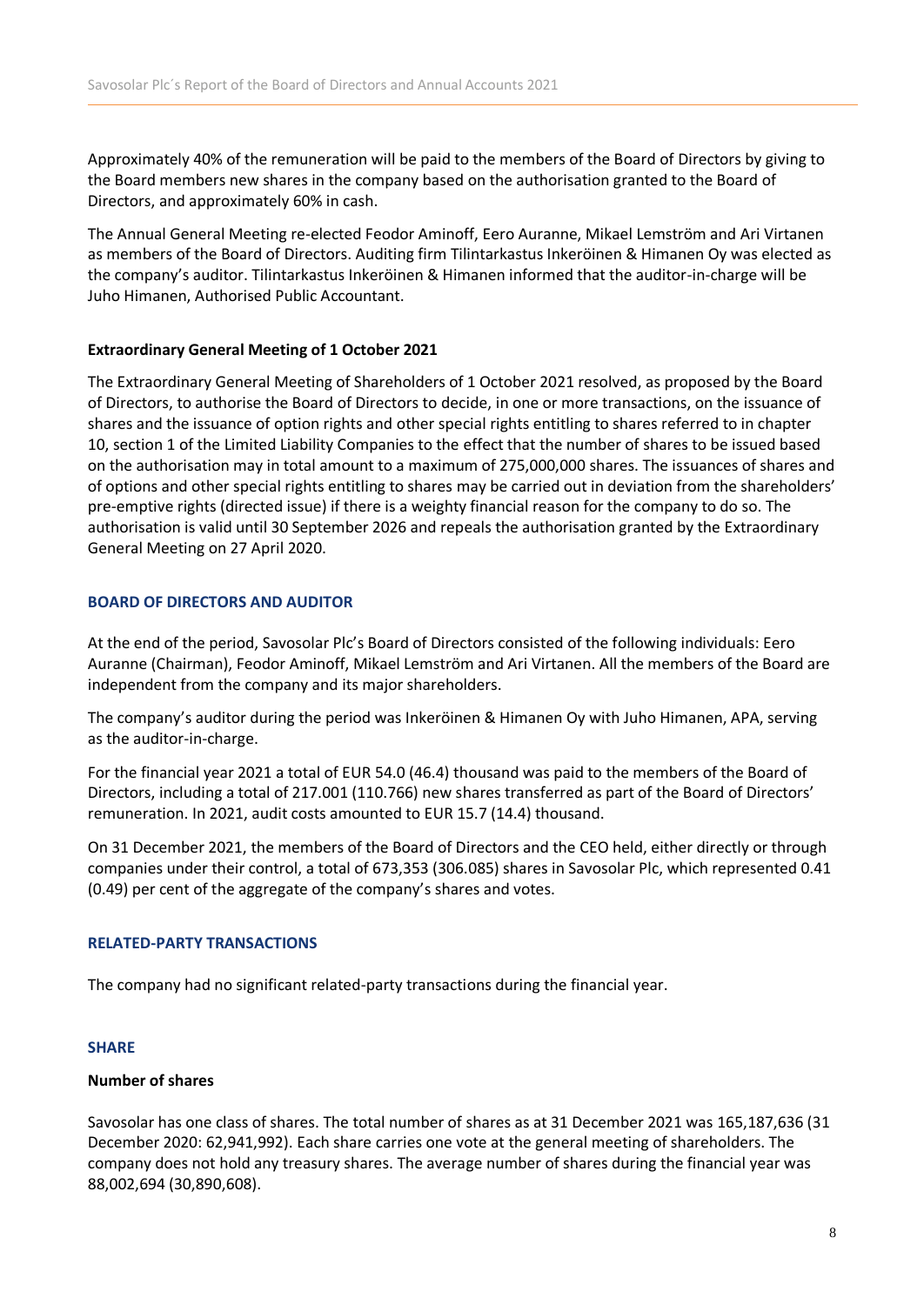Approximately 40% of the remuneration will be paid to the members of the Board of Directors by giving to the Board members new shares in the company based on the authorisation granted to the Board of Directors, and approximately 60% in cash.

The Annual General Meeting re-elected Feodor Aminoff, Eero Auranne, Mikael Lemström and Ari Virtanen as members of the Board of Directors. Auditing firm Tilintarkastus Inkeröinen & Himanen Oy was elected as the company's auditor. Tilintarkastus Inkeröinen & Himanen informed that the auditor-in-charge will be Juho Himanen, Authorised Public Accountant.

**Extraordinary General Meeting of 1 October 2021**

The Extraordinary General Meeting of Shareholders of 1 October 2021 resolved, as proposed by the Board of Directors, to authorise the Board of Directors to decide, in one or more transactions, on the issuance of shares and the issuance of option rights and other special rights entitling to shares referred to in chapter 10, section 1 of the Limited Liability Companies to the effect that the number of shares to be issued based on the authorisation may in total amount to a maximum of 275,000,000 shares. The issuances of shares and of options and other special rights entitling to shares may be carried out in deviation from the shareholders' pre-emptive rights (directed issue) if there is a weighty financial reason for the company to do so. The authorisation is valid until 30 September 2026 and repeals the authorisation granted by the Extraordinary General Meeting on 27 April 2020.

## BOARD OF DIRECTORS AND AUDITOR

At the end of the period, Savosolar Plc's Board of Directors consisted of the following individuals: Eero Auranne (Chairman), Feodor Aminoff, Mikael Lemström and Ari Virtanen. All the members of the Board are independent from the company and its major shareholders.

The company's auditor during the period was Inkeröinen & Himanen Oy with Juho Himanen, APA, serving as the auditor-in-charge.

For the financial year 2021 a total of EUR 54.0 (46.4) thousand was paid to the members of the Board of Directors, including a total of 217.001 (110.766) new shares transferred as part of the Board of Directors' remuneration. In 2021, audit costs amounted to EUR 15.7 (14.4) thousand.

On 31 December 2021, the members of the Board of Directors and the CEO held, either directly or through companies under their control, a total of 673,353 (306.085) shares in Savosolar Plc, which represented 0.41 (0.49) per cent of the aggregate of the company's shares and votes.

## RELATED-PARTY TRANSACTIONS

The company had no significant related-party transactions during the financial year.

## SHARE

**Number of shares**

Savosolar has one class of shares. The total number of shares as at 31 December 2021 was 165,187,636 (31 December 2020: 62,941,992). Each share carries one vote at the general meeting of shareholders. The company does not hold any treasury shares. The average number of shares during the financial year was 88,002,694 (30,890,608).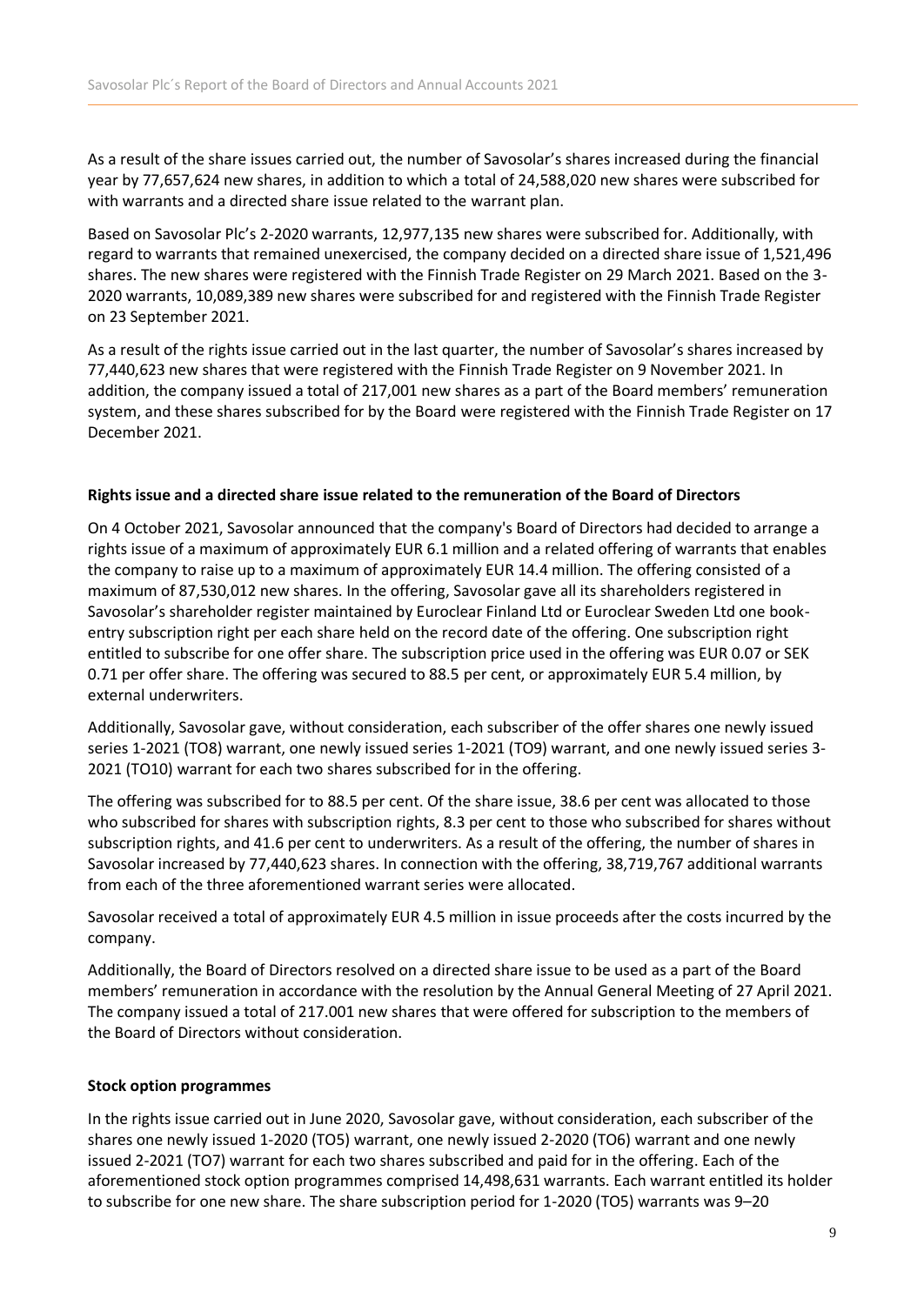As a result of the share issues carried out, the number of Savosolar's shares increased during the financial year by 77,657,624 new shares, in addition to which a total of 24,588,020 new shares were subscribed for with warrants and a directed share issue related to the warrant plan.

Based on Savosolar Plc's 2-2020 warrants, 12,977,135 new shares were subscribed for. Additionally, with regard to warrants that remained unexercised, the company decided on a directed share issue of 1,521,496 shares. The new shares were registered with the Finnish Trade Register on 29 March 2021. Based on the 3-2020 warrants, 10,089,389 new shares were subscribed for and registered with the Finnish Trade Register on 23 September 2021.

As a result of the rights issue carried out in the last quarter, the number of Savosolar's shares increased by 77,440,623 new shares that were registered with the Finnish Trade Register on 9 November 2021. In addition, the company issued a total of 217,001 new shares as a part of the Board members' remuneration system, and these shares subscribed for by the Board were registered with the Finnish Trade Register on 17 December 2021.

**Rights issue and a directed share issue related to the remuneration of the Board of Directors**

On 4 October 2021, Savosolar announced that the company's Board of Directors had decided to arrange a rights issue of a maximum of approximately EUR 6.1 million and a related offering of warrants that enables the company to raise up to a maximum of approximately EUR 14.4 million. The offering consisted of a maximum of 87,530,012 new shares. In the offering, Savosolar gave all its shareholders registered in Savosolar's shareholder register maintained by Euroclear Finland Ltd or Euroclear Sweden Ltd one book-entry subscription right per each share held on the record date of the offering. One subscription right entitled to subscribe for one offer share. The subscription price used in the offering was EUR 0.07 or SEK 0.71 per offer share. The offering was secured to 88.5 per cent, or approximately EUR 5.4 million, by external underwriters.

Additionally, Savosolar gave, without consideration, each subscriber of the offer shares one newly issued series 1-2021 (TO8) warrant, one newly issued series 1-2021 (TO9) warrant, and one newly issued series 3-2021 (TO10) warrant for each two shares subscribed for in the offering.

The offering was subscribed for to 88.5 per cent. Of the share issue, 38.6 per cent was allocated to those who subscribed for shares with subscription rights, 8.3 per cent to those who subscribed for shares without subscription rights, and 41.6 per cent to underwriters. As a result of the offering, the number of shares in Savosolar increased by 77,440,623 shares. In connection with the offering, 38,719,767 additional warrants from each of the three aforementioned warrant series were allocated.

Savosolar received a total of approximately EUR 4.5 million in issue proceeds after the costs incurred by the company.

Additionally, the Board of Directors resolved on a directed share issue to be used as a part of the Board members' remuneration in accordance with the resolution by the Annual General Meeting of 27 April 2021. The company issued a total of 217.001 new shares that were offered for subscription to the members of the Board of Directors without consideration.

**Stock option programmes**

In the rights issue carried out in June 2020, Savosolar gave, without consideration, each subscriber of the shares one newly issued 1-2020 (TO5) warrant, one newly issued 2-2020 (TO6) warrant and one newly issued 2-2021 (TO7) warrant for each two shares subscribed and paid for in the offering. Each of the aforementioned stock option programmes comprised 14,498,631 warrants. Each warrant entitled its holder to subscribe for one new share. The share subscription period for 1-2020 (TO5) warrants was 9–20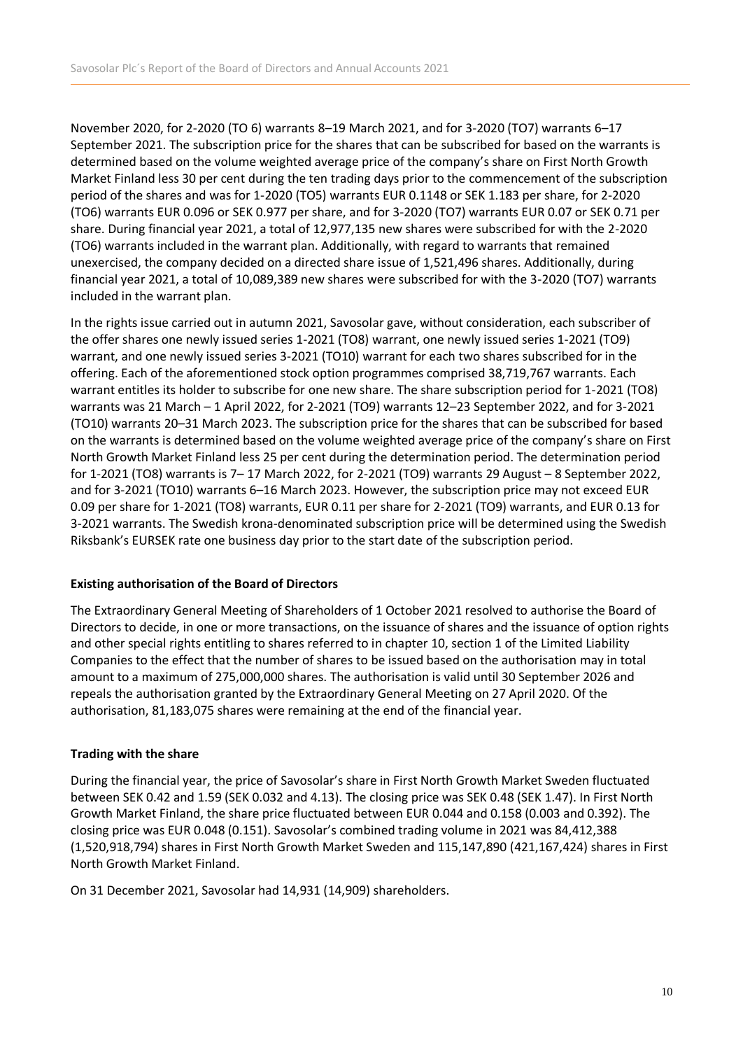November 2020, for 2-2020 (TO 6) warrants 8–19 March 2021, and for 3-2020 (TO7) warrants 6–17 September 2021. The subscription price for the shares that can be subscribed for based on the warrants is determined based on the volume weighted average price of the company's share on First North Growth Market Finland less 30 per cent during the ten trading days prior to the commencement of the subscription period of the shares and was for 1-2020 (TO5) warrants EUR 0.1148 or SEK 1.183 per share, for 2-2020 (TO6) warrants EUR 0.096 or SEK 0.977 per share, and for 3-2020 (TO7) warrants EUR 0.07 or SEK 0.71 per share. During financial year 2021, a total of 12,977,135 new shares were subscribed for with the 2-2020 (TO6) warrants included in the warrant plan. Additionally, with regard to warrants that remained unexercised, the company decided on a directed share issue of 1,521,496 shares. Additionally, during financial year 2021, a total of 10,089,389 new shares were subscribed for with the 3-2020 (TO7) warrants included in the warrant plan.

In the rights issue carried out in autumn 2021, Savosolar gave, without consideration, each subscriber of the offer shares one newly issued series 1-2021 (TO8) warrant, one newly issued series 1-2021 (TO9) warrant, and one newly issued series 3-2021 (TO10) warrant for each two shares subscribed for in the offering. Each of the aforementioned stock option programmes comprised 38,719,767 warrants. Each warrant entitles its holder to subscribe for one new share. The share subscription period for 1-2021 (TO8) warrants was 21 March – 1 April 2022, for 2-2021 (TO9) warrants 12–23 September 2022, and for 3-2021 (TO10) warrants 20–31 March 2023. The subscription price for the shares that can be subscribed for based on the warrants is determined based on the volume weighted average price of the company's share on First North Growth Market Finland less 25 per cent during the determination period. The determination period for 1-2021 (TO8) warrants is 7– 17 March 2022, for 2-2021 (TO9) warrants 29 August – 8 September 2022, and for 3-2021 (TO10) warrants 6–16 March 2023. However, the subscription price may not exceed EUR 0.09 per share for 1-2021 (TO8) warrants, EUR 0.11 per share for 2-2021 (TO9) warrants, and EUR 0.13 for 3-2021 warrants. The Swedish krona-denominated subscription price will be determined using the Swedish Riksbank's EURSEK rate one business day prior to the start date of the subscription period.

**Existing authorisation of the Board of Directors**

The Extraordinary General Meeting of Shareholders of 1 October 2021 resolved to authorise the Board of Directors to decide, in one or more transactions, on the issuance of shares and the issuance of option rights and other special rights entitling to shares referred to in chapter 10, section 1 of the Limited Liability Companies to the effect that the number of shares to be issued based on the authorisation may in total amount to a maximum of 275,000,000 shares. The authorisation is valid until 30 September 2026 and repeals the authorisation granted by the Extraordinary General Meeting on 27 April 2020. Of the authorisation, 81,183,075 shares were remaining at the end of the financial year.

**Trading with the share**

During the financial year, the price of Savosolar's share in First North Growth Market Sweden fluctuated between SEK 0.42 and 1.59 (SEK 0.032 and 4.13). The closing price was SEK 0.48 (SEK 1.47). In First North Growth Market Finland, the share price fluctuated between EUR 0.044 and 0.158 (0.003 and 0.392). The closing price was EUR 0.048 (0.151). Savosolar's combined trading volume in 2021 was 84,412,388 (1,520,918,794) shares in First North Growth Market Sweden and 115,147,890 (421,167,424) shares in First North Growth Market Finland.

On 31 December 2021, Savosolar had 14,931 (14,909) shareholders.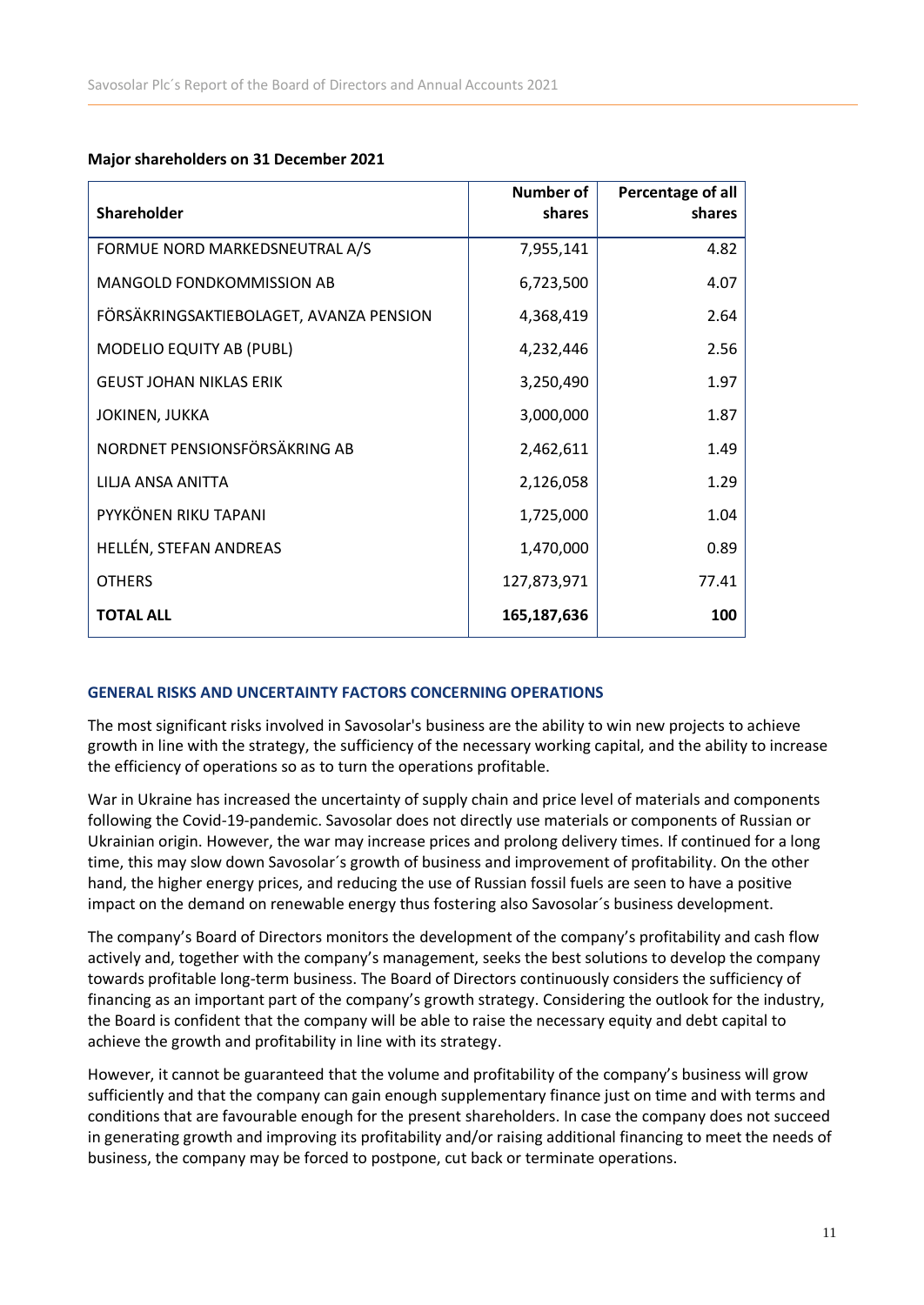**Major shareholders on 31 December 2021**

| Shareholder | Number of shares | Percentage of all shares |
|---|---|---|
| FORMUE NORD MARKEDSNEUTRAL A/S | 7,955,141 | 4.82 |
| MANGOLD FONDKOMMISSION AB | 6,723,500 | 4.07 |
| FÖRSÄKRINGSAKTIEBOLAGET, AVANZA PENSION | 4,368,419 | 2.64 |
| MODELIO EQUITY AB (PUBL) | 4,232,446 | 2.56 |
| GEUST JOHAN NIKLAS ERIK | 3,250,490 | 1.97 |
| JOKINEN, JUKKA | 3,000,000 | 1.87 |
| NORDNET PENSIONSFÖRSÄKRING AB | 2,462,611 | 1.49 |
| LILJA ANSA ANITTA | 2,126,058 | 1.29 |
| PYYKÖNEN RIKU TAPANI | 1,725,000 | 1.04 |
| HELLÉN, STEFAN ANDREAS | 1,470,000 | 0.89 |
| OTHERS | 127,873,971 | 77.41 |
| **TOTAL ALL** | **165,187,636** | **100** |

## GENERAL RISKS AND UNCERTAINTY FACTORS CONCERNING OPERATIONS

The most significant risks involved in Savosolar's business are the ability to win new projects to achieve growth in line with the strategy, the sufficiency of the necessary working capital, and the ability to increase the efficiency of operations so as to turn the operations profitable.

War in Ukraine has increased the uncertainty of supply chain and price level of materials and components following the Covid-19-pandemic. Savosolar does not directly use materials or components of Russian or Ukrainian origin. However, the war may increase prices and prolong delivery times. If continued for a long time, this may slow down Savosolar´s growth of business and improvement of profitability. On the other hand, the higher energy prices, and reducing the use of Russian fossil fuels are seen to have a positive impact on the demand on renewable energy thus fostering also Savosolar´s business development.

The company's Board of Directors monitors the development of the company's profitability and cash flow actively and, together with the company's management, seeks the best solutions to develop the company towards profitable long-term business. The Board of Directors continuously considers the sufficiency of financing as an important part of the company's growth strategy. Considering the outlook for the industry, the Board is confident that the company will be able to raise the necessary equity and debt capital to achieve the growth and profitability in line with its strategy.

However, it cannot be guaranteed that the volume and profitability of the company's business will grow sufficiently and that the company can gain enough supplementary finance just on time and with terms and conditions that are favourable enough for the present shareholders. In case the company does not succeed in generating growth and improving its profitability and/or raising additional financing to meet the needs of business, the company may be forced to postpone, cut back or terminate operations.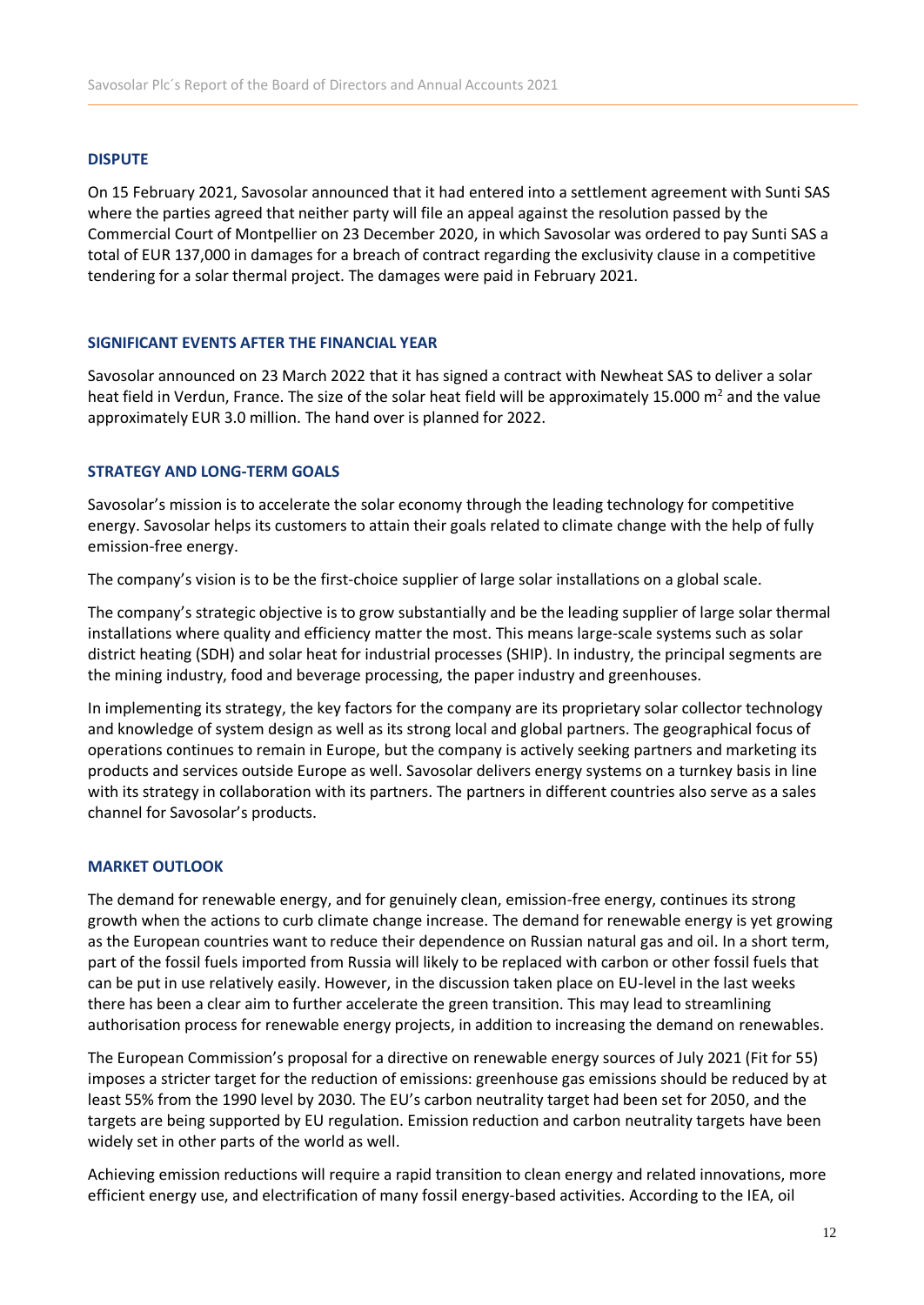## DISPUTE

On 15 February 2021, Savosolar announced that it had entered into a settlement agreement with Sunti SAS where the parties agreed that neither party will file an appeal against the resolution passed by the Commercial Court of Montpellier on 23 December 2020, in which Savosolar was ordered to pay Sunti SAS a total of EUR 137,000 in damages for a breach of contract regarding the exclusivity clause in a competitive tendering for a solar thermal project. The damages were paid in February 2021.

## SIGNIFICANT EVENTS AFTER THE FINANCIAL YEAR

Savosolar announced on 23 March 2022 that it has signed a contract with Newheat SAS to deliver a solar heat field in Verdun, France. The size of the solar heat field will be approximately 15.000 $m^2$ and the value approximately EUR 3.0 million. The hand over is planned for 2022.

## STRATEGY AND LONG-TERM GOALS

Savosolar's mission is to accelerate the solar economy through the leading technology for competitive energy. Savosolar helps its customers to attain their goals related to climate change with the help of fully emission-free energy.

The company's vision is to be the first-choice supplier of large solar installations on a global scale.

The company's strategic objective is to grow substantially and be the leading supplier of large solar thermal installations where quality and efficiency matter the most. This means large-scale systems such as solar district heating (SDH) and solar heat for industrial processes (SHIP). In industry, the principal segments are the mining industry, food and beverage processing, the paper industry and greenhouses.

In implementing its strategy, the key factors for the company are its proprietary solar collector technology and knowledge of system design as well as its strong local and global partners. The geographical focus of operations continues to remain in Europe, but the company is actively seeking partners and marketing its products and services outside Europe as well. Savosolar delivers energy systems on a turnkey basis in line with its strategy in collaboration with its partners. The partners in different countries also serve as a sales channel for Savosolar's products.

## MARKET OUTLOOK

The demand for renewable energy, and for genuinely clean, emission-free energy, continues its strong growth when the actions to curb climate change increase. The demand for renewable energy is yet growing as the European countries want to reduce their dependence on Russian natural gas and oil. In a short term, part of the fossil fuels imported from Russia will likely to be replaced with carbon or other fossil fuels that can be put in use relatively easily. However, in the discussion taken place on EU-level in the last weeks there has been a clear aim to further accelerate the green transition. This may lead to streamlining authorisation process for renewable energy projects, in addition to increasing the demand on renewables.

The European Commission's proposal for a directive on renewable energy sources of July 2021 (Fit for 55) imposes a stricter target for the reduction of emissions: greenhouse gas emissions should be reduced by at least 55% from the 1990 level by 2030. The EU's carbon neutrality target had been set for 2050, and the targets are being supported by EU regulation. Emission reduction and carbon neutrality targets have been widely set in other parts of the world as well.

Achieving emission reductions will require a rapid transition to clean energy and related innovations, more efficient energy use, and electrification of many fossil energy-based activities. According to the IEA, oil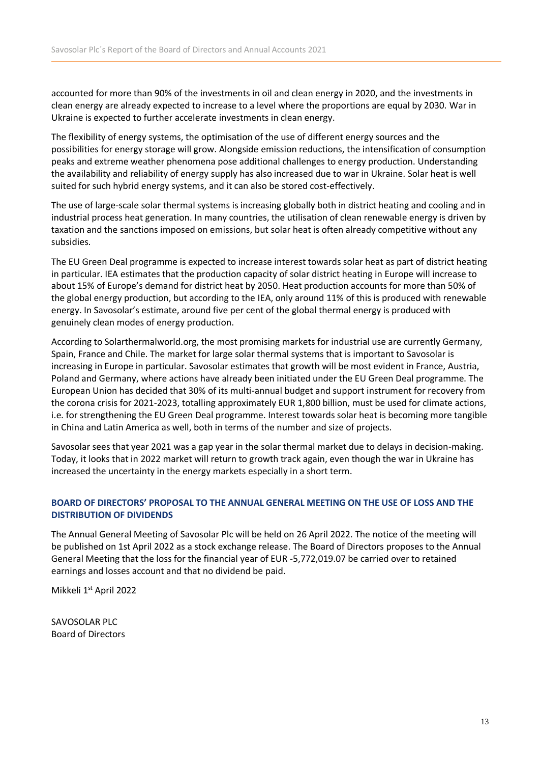accounted for more than 90% of the investments in oil and clean energy in 2020, and the investments in clean energy are already expected to increase to a level where the proportions are equal by 2030. War in Ukraine is expected to further accelerate investments in clean energy.

The flexibility of energy systems, the optimisation of the use of different energy sources and the possibilities for energy storage will grow. Alongside emission reductions, the intensification of consumption peaks and extreme weather phenomena pose additional challenges to energy production. Understanding the availability and reliability of energy supply has also increased due to war in Ukraine. Solar heat is well suited for such hybrid energy systems, and it can also be stored cost-effectively.

The use of large-scale solar thermal systems is increasing globally both in district heating and cooling and in industrial process heat generation. In many countries, the utilisation of clean renewable energy is driven by taxation and the sanctions imposed on emissions, but solar heat is often already competitive without any subsidies.

The EU Green Deal programme is expected to increase interest towards solar heat as part of district heating in particular. IEA estimates that the production capacity of solar district heating in Europe will increase to about 15% of Europe's demand for district heat by 2050. Heat production accounts for more than 50% of the global energy production, but according to the IEA, only around 11% of this is produced with renewable energy. In Savosolar's estimate, around five per cent of the global thermal energy is produced with genuinely clean modes of energy production.

According to Solarthermalworld.org, the most promising markets for industrial use are currently Germany, Spain, France and Chile. The market for large solar thermal systems that is important to Savosolar is increasing in Europe in particular. Savosolar estimates that growth will be most evident in France, Austria, Poland and Germany, where actions have already been initiated under the EU Green Deal programme. The European Union has decided that 30% of its multi-annual budget and support instrument for recovery from the corona crisis for 2021-2023, totalling approximately EUR 1,800 billion, must be used for climate actions, i.e. for strengthening the EU Green Deal programme. Interest towards solar heat is becoming more tangible in China and Latin America as well, both in terms of the number and size of projects.

Savosolar sees that year 2021 was a gap year in the solar thermal market due to delays in decision-making. Today, it looks that in 2022 market will return to growth track again, even though the war in Ukraine has increased the uncertainty in the energy markets especially in a short term.

## BOARD OF DIRECTORS' PROPOSAL TO THE ANNUAL GENERAL MEETING ON THE USE OF LOSS AND THE DISTRIBUTION OF DIVIDENDS

The Annual General Meeting of Savosolar Plc will be held on 26 April 2022. The notice of the meeting will be published on 1st April 2022 as a stock exchange release. The Board of Directors proposes to the Annual General Meeting that the loss for the financial year of EUR -5,772,019.07 be carried over to retained earnings and losses account and that no dividend be paid.

Mikkeli 1st April 2022

SAVOSOLAR PLC
Board of Directors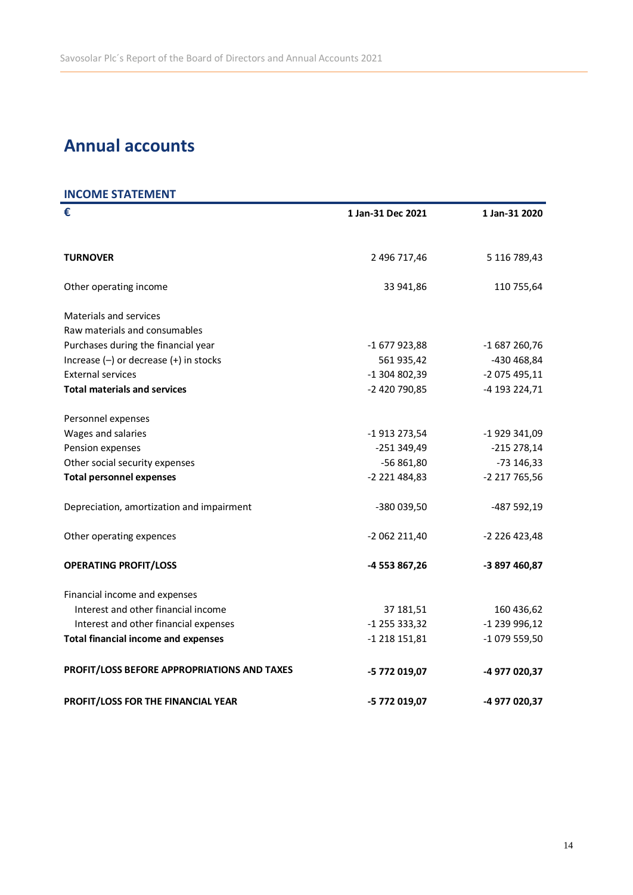# Annual accounts

## INCOME STATEMENT

| € | 1 Jan-31 Dec 2021 | 1 Jan-31 2020 |
|---|---|---|
| **TURNOVER** | 2 496 717,46 | 5 116 789,43 |
| Other operating income | 33 941,86 | 110 755,64 |
| Materials and services | | |
| Raw materials and consumables | | |
| Purchases during the financial year | -1 677 923,88 | -1 687 260,76 |
| Increase (–) or decrease (+) in stocks | 561 935,42 | -430 468,84 |
| External services | -1 304 802,39 | -2 075 495,11 |
| **Total materials and services** | -2 420 790,85 | -4 193 224,71 |
| Personnel expenses | | |
| Wages and salaries | -1 913 273,54 | -1 929 341,09 |
| Pension expenses | -251 349,49 | -215 278,14 |
| Other social security expenses | -56 861,80 | -73 146,33 |
| **Total personnel expenses** | -2 221 484,83 | -2 217 765,56 |
| Depreciation, amortization and impairment | -380 039,50 | -487 592,19 |
| Other operating expences | -2 062 211,40 | -2 226 423,48 |
| **OPERATING PROFIT/LOSS** | **-4 553 867,26** | **-3 897 460,87** |
| Financial income and expenses | | |
| Interest and other financial income | 37 181,51 | 160 436,62 |
| Interest and other financial expenses | -1 255 333,32 | -1 239 996,12 |
| **Total financial income and expenses** | -1 218 151,81 | -1 079 559,50 |
| **PROFIT/LOSS BEFORE APPROPRIATIONS AND TAXES** | **-5 772 019,07** | **-4 977 020,37** |
| **PROFIT/LOSS FOR THE FINANCIAL YEAR** | **-5 772 019,07** | **-4 977 020,37** |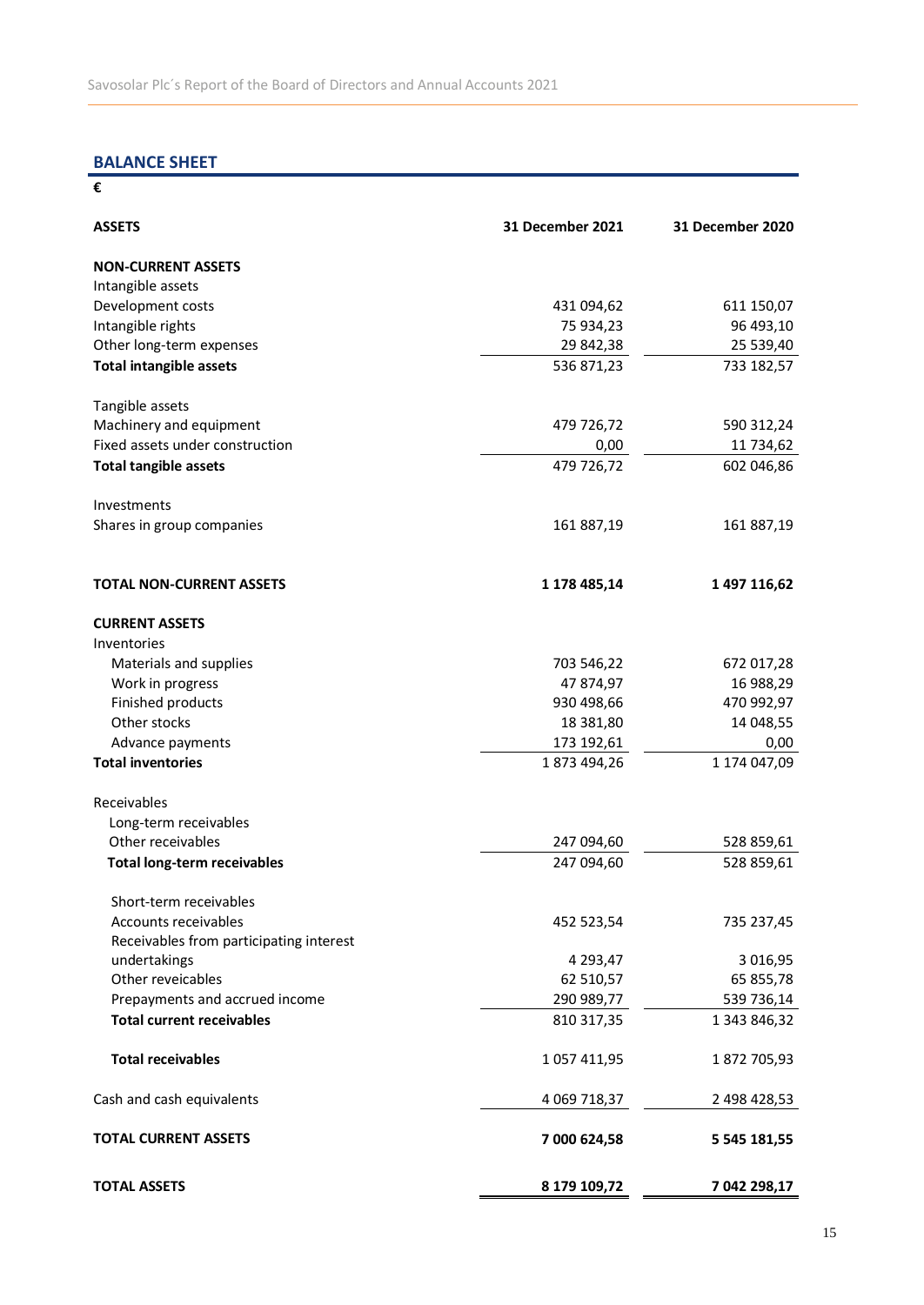## BALANCE SHEET

€

| ASSETS | 31 December 2021 | 31 December 2020 |
|---|---|---|
| **NON-CURRENT ASSETS** | | |
| Intangible assets | | |
| Development costs | 431 094,62 | 611 150,07 |
| Intangible rights | 75 934,23 | 96 493,10 |
| Other long-term expenses | 29 842,38 | 25 539,40 |
| **Total intangible assets** | 536 871,23 | 733 182,57 |
| | | |
| Tangible assets | | |
| Machinery and equipment | 479 726,72 | 590 312,24 |
| Fixed assets under construction | 0,00 | 11 734,62 |
| **Total tangible assets** | 479 726,72 | 602 046,86 |
| | | |
| Investments | | |
| Shares in group companies | 161 887,19 | 161 887,19 |
| | | |
| **TOTAL NON-CURRENT ASSETS** | **1 178 485,14** | **1 497 116,62** |
| | | |
| **CURRENT ASSETS** | | |
| Inventories | | |
| Materials and supplies | 703 546,22 | 672 017,28 |
| Work in progress | 47 874,97 | 16 988,29 |
| Finished products | 930 498,66 | 470 992,97 |
| Other stocks | 18 381,80 | 14 048,55 |
| Advance payments | 173 192,61 | 0,00 |
| **Total inventories** | 1 873 494,26 | 1 174 047,09 |
| | | |
| Receivables | | |
| Long-term receivables | | |
| Other receivables | 247 094,60 | 528 859,61 |
| **Total long-term receivables** | 247 094,60 | 528 859,61 |
| | | |
| Short-term receivables | | |
| Accounts receivables | 452 523,54 | 735 237,45 |
| Receivables from participating interest undertakings | 4 293,47 | 3 016,95 |
| Other reveicables | 62 510,57 | 65 855,78 |
| Prepayments and accrued income | 290 989,77 | 539 736,14 |
| **Total current receivables** | 810 317,35 | 1 343 846,32 |
| | | |
| **Total receivables** | 1 057 411,95 | 1 872 705,93 |
| | | |
| Cash and cash equivalents | 4 069 718,37 | 2 498 428,53 |
| | | |
| **TOTAL CURRENT ASSETS** | **7 000 624,58** | **5 545 181,55** |
| | | |
| **TOTAL ASSETS** | **8 179 109,72** | **7 042 298,17** |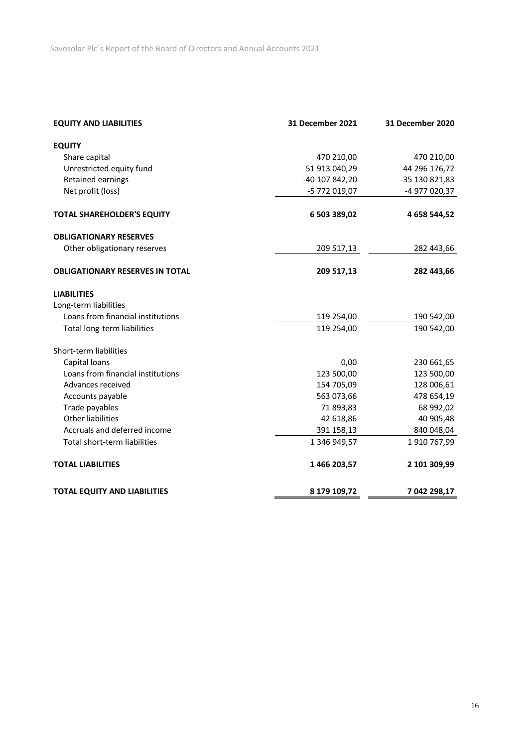| EQUITY AND LIABILITIES | 31 December 2021 | 31 December 2020 |
|---|---|---|
| **EQUITY** | | |
| Share capital | 470 210,00 | 470 210,00 |
| Unrestricted equity fund | 51 913 040,29 | 44 296 176,72 |
| Retained earnings | -40 107 842,20 | -35 130 821,83 |
| Net profit (loss) | -5 772 019,07 | -4 977 020,37 |
| **TOTAL SHAREHOLDER'S EQUITY** | **6 503 389,02** | **4 658 544,52** |
| **OBLIGATIONARY RESERVES** | | |
| Other obligationary reserves | 209 517,13 | 282 443,66 |
| **OBLIGATIONARY RESERVES IN TOTAL** | **209 517,13** | **282 443,66** |
| **LIABILITIES** | | |
| Long-term liabilities | | |
| Loans from financial institutions | 119 254,00 | 190 542,00 |
| Total long-term liabilities | 119 254,00 | 190 542,00 |
| Short-term liabilities | | |
| Capital loans | 0,00 | 230 661,65 |
| Loans from financial institutions | 123 500,00 | 123 500,00 |
| Advances received | 154 705,09 | 128 006,61 |
| Accounts payable | 563 073,66 | 478 654,19 |
| Trade payables | 71 893,83 | 68 992,02 |
| Other liabilities | 42 618,86 | 40 905,48 |
| Accruals and deferred income | 391 158,13 | 840 048,04 |
| Total short-term liabilities | 1 346 949,57 | 1 910 767,99 |
| **TOTAL LIABILITIES** | **1 466 203,57** | **2 101 309,99** |
| **TOTAL EQUITY AND LIABILITIES** | **8 179 109,72** | **7 042 298,17** |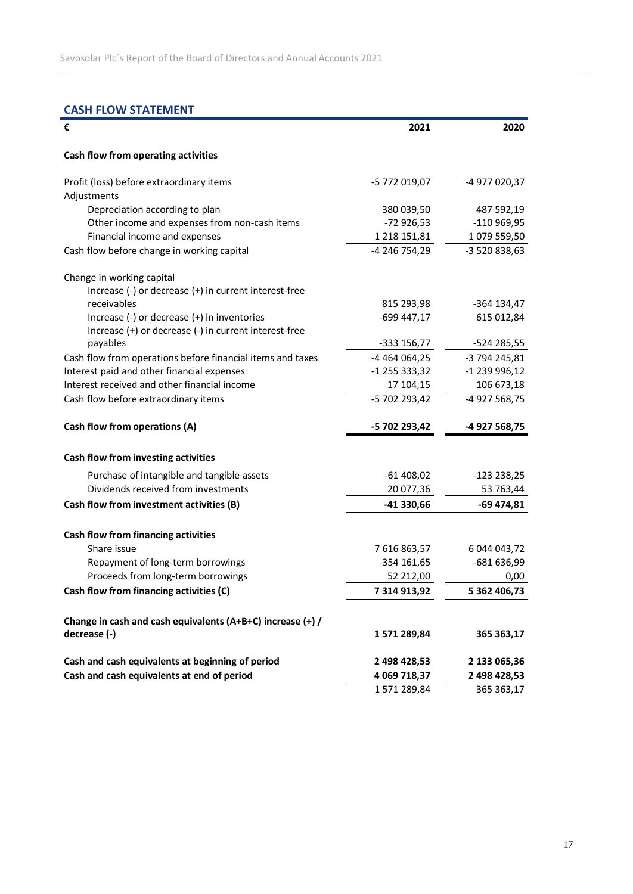## CASH FLOW STATEMENT

| € | 2021 | 2020 |
|---|---:|---:|
| **Cash flow from operating activities** | | |
| Profit (loss) before extraordinary items | -5 772 019,07 | -4 977 020,37 |
| Adjustments | | |
| Depreciation according to plan | 380 039,50 | 487 592,19 |
| Other income and expenses from non-cash items | -72 926,53 | -110 969,95 |
| Financial income and expenses | 1 218 151,81 | 1 079 559,50 |
| Cash flow before change in working capital | -4 246 754,29 | -3 520 838,63 |
| Change in working capital | | |
| Increase (-) or decrease (+) in current interest-free receivables | 815 293,98 | -364 134,47 |
| Increase (-) or decrease (+) in inventories | -699 447,17 | 615 012,84 |
| Increase (+) or decrease (-) in current interest-free payables | -333 156,77 | -524 285,55 |
| Cash flow from operations before financial items and taxes | -4 464 064,25 | -3 794 245,81 |
| Interest paid and other financial expenses | -1 255 333,32 | -1 239 996,12 |
| Interest received and other financial income | 17 104,15 | 106 673,18 |
| Cash flow before extraordinary items | -5 702 293,42 | -4 927 568,75 |
| **Cash flow from operations (A)** | **-5 702 293,42** | **-4 927 568,75** |
| **Cash flow from investing activities** | | |
| Purchase of intangible and tangible assets | -61 408,02 | -123 238,25 |
| Dividends received from investments | 20 077,36 | 53 763,44 |
| **Cash flow from investment activities (B)** | **-41 330,66** | **-69 474,81** |
| **Cash flow from financing activities** | | |
| Share issue | 7 616 863,57 | 6 044 043,72 |
| Repayment of long-term borrowings | -354 161,65 | -681 636,99 |
| Proceeds from long-term borrowings | 52 212,00 | 0,00 |
| **Cash flow from financing activities (C)** | **7 314 913,92** | **5 362 406,73** |
| **Change in cash and cash equivalents (A+B+C) increase (+) / decrease (-)** | **1 571 289,84** | **365 363,17** |
| **Cash and cash equivalents at beginning of period** | **2 498 428,53** | **2 133 065,36** |
| **Cash and cash equivalents at end of period** | **4 069 718,37** | **2 498 428,53** |
| | 1 571 289,84 | 365 363,17 |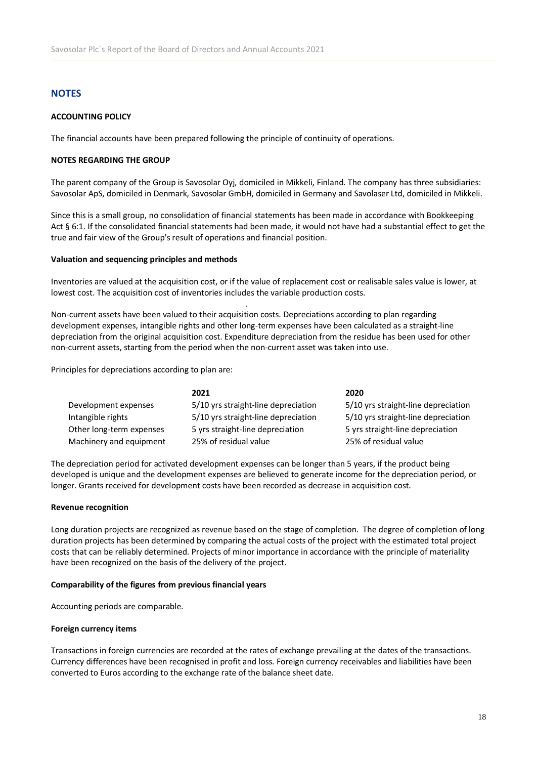## NOTES

### ACCOUNTING POLICY

The financial accounts have been prepared following the principle of continuity of operations.

### NOTES REGARDING THE GROUP

The parent company of the Group is Savosolar Oyj, domiciled in Mikkeli, Finland. The company has three subsidiaries: Savosolar ApS, domiciled in Denmark, Savosolar GmbH, domiciled in Germany and Savolaser Ltd, domiciled in Mikkeli.

Since this is a small group, no consolidation of financial statements has been made in accordance with Bookkeeping Act § 6:1. If the consolidated financial statements had been made, it would not have had a substantial effect to get the true and fair view of the Group's result of operations and financial position.

#### Valuation and sequencing principles and methods

Inventories are valued at the acquisition cost, or if the value of replacement cost or realisable sales value is lower, at lowest cost. The acquisition cost of inventories includes the variable production costs.

Non-current assets have been valued to their acquisition costs. Depreciations according to plan regarding development expenses, intangible rights and other long-term expenses have been calculated as a straight-line depreciation from the original acquisition cost. Expenditure depreciation from the residue has been used for other non-current assets, starting from the period when the non-current asset was taken into use.

Principles for depreciations according to plan are:

| | 2021 | 2020 |
|---|---|---|
| Development expenses | 5/10 yrs straight-line depreciation | 5/10 yrs straight-line depreciation |
| Intangible rights | 5/10 yrs straight-line depreciation | 5/10 yrs straight-line depreciation |
| Other long-term expenses | 5 yrs straight-line depreciation | 5 yrs straight-line depreciation |
| Machinery and equipment | 25% of residual value | 25% of residual value |

The depreciation period for activated development expenses can be longer than 5 years, if the product being developed is unique and the development expenses are believed to generate income for the depreciation period, or longer. Grants received for development costs have been recorded as decrease in acquisition cost.

#### Revenue recognition

Long duration projects are recognized as revenue based on the stage of completion. The degree of completion of long duration projects has been determined by comparing the actual costs of the project with the estimated total project costs that can be reliably determined. Projects of minor importance in accordance with the principle of materiality have been recognized on the basis of the delivery of the project.

#### Comparability of the figures from previous financial years

Accounting periods are comparable.

#### Foreign currency items

Transactions in foreign currencies are recorded at the rates of exchange prevailing at the dates of the transactions. Currency differences have been recognised in profit and loss. Foreign currency receivables and liabilities have been converted to Euros according to the exchange rate of the balance sheet date.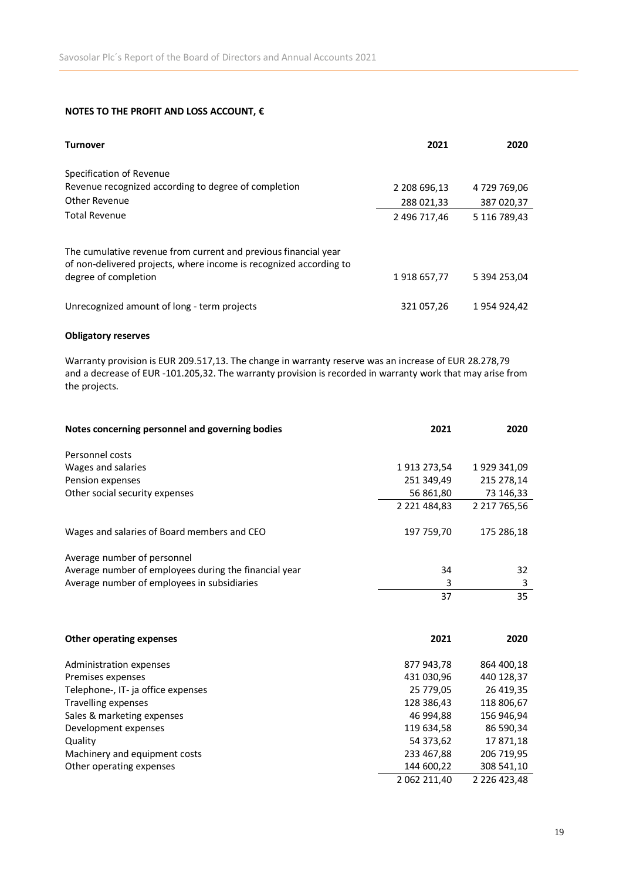## NOTES TO THE PROFIT AND LOSS ACCOUNT, €

| Turnover | 2021 | 2020 |
|---|---|---|
| Specification of Revenue | | |
| Revenue recognized according to degree of completion | 2 208 696,13 | 4 729 769,06 |
| Other Revenue | 288 021,33 | 387 020,37 |
| Total Revenue | 2 496 717,46 | 5 116 789,43 |
| The cumulative revenue from current and previous financial year of non-delivered projects, where income is recognized according to degree of completion | 1 918 657,77 | 5 394 253,04 |
| Unrecognized amount of long - term projects | 321 057,26 | 1 954 924,42 |

**Obligatory reserves**

Warranty provision is EUR 209.517,13. The change in warranty reserve was an increase of EUR 28.278,79 and a decrease of EUR -101.205,32. The warranty provision is recorded in warranty work that may arise from the projects.

| Notes concerning personnel and governing bodies | 2021 | 2020 |
|---|---|---|
| Personnel costs | | |
| Wages and salaries | 1 913 273,54 | 1 929 341,09 |
| Pension expenses | 251 349,49 | 215 278,14 |
| Other social security expenses | 56 861,80 | 73 146,33 |
| | 2 221 484,83 | 2 217 765,56 |
| Wages and salaries of Board members and CEO | 197 759,70 | 175 286,18 |
| Average number of personnel | | |
| Average number of employees during the financial year | 34 | 32 |
| Average number of employees in subsidiaries | 3 | 3 |
| | 37 | 35 |

| Other operating expenses | 2021 | 2020 |
|---|---|---|
| Administration expenses | 877 943,78 | 864 400,18 |
| Premises expenses | 431 030,96 | 440 128,37 |
| Telephone-, IT- ja office expenses | 25 779,05 | 26 419,35 |
| Travelling expenses | 128 386,43 | 118 806,67 |
| Sales & marketing expenses | 46 994,88 | 156 946,94 |
| Development expenses | 119 634,58 | 86 590,34 |
| Quality | 54 373,62 | 17 871,18 |
| Machinery and equipment costs | 233 467,88 | 206 719,95 |
| Other operating expenses | 144 600,22 | 308 541,10 |
| | 2 062 211,40 | 2 226 423,48 |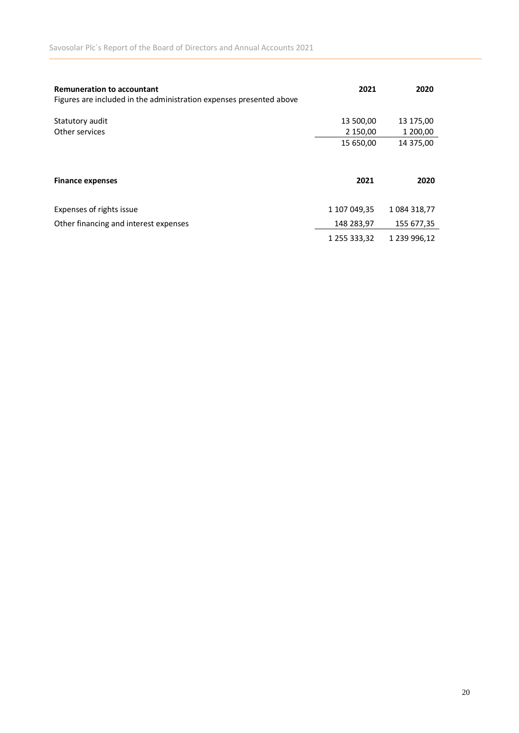| **Remuneration to accountant** | **2021** | **2020** |
| --- | --- | --- |
| Figures are included in the administration expenses presented above | | |
| Statutory audit | 13 500,00 | 13 175,00 |
| Other services | 2 150,00 | 1 200,00 |
| | 15 650,00 | 14 375,00 |

| **Finance expenses** | **2021** | **2020** |
| --- | --- | --- |
| Expenses of rights issue | 1 107 049,35 | 1 084 318,77 |
| Other financing and interest expenses | 148 283,97 | 155 677,35 |
| | 1 255 333,32 | 1 239 996,12 |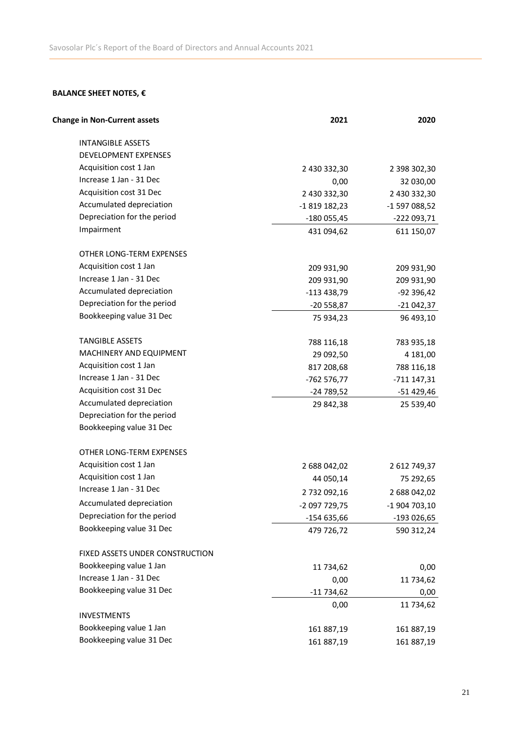## BALANCE SHEET NOTES, €

| Change in Non-Current assets | 2021 | 2020 |
|---|---|---|
| INTANGIBLE ASSETS | | |
| DEVELOPMENT EXPENSES | | |
| Acquisition cost 1 Jan | 2 430 332,30 | 2 398 302,30 |
| Increase 1 Jan - 31 Dec | 0,00 | 32 030,00 |
| Acquisition cost 31 Dec | 2 430 332,30 | 2 430 332,30 |
| Accumulated depreciation | -1 819 182,23 | -1 597 088,52 |
| Depreciation for the period | -180 055,45 | -222 093,71 |
| Impairment | 431 094,62 | 611 150,07 |
| | | |
| OTHER LONG-TERM EXPENSES | | |
| Acquisition cost 1 Jan | 209 931,90 | 209 931,90 |
| Increase 1 Jan - 31 Dec | 209 931,90 | 209 931,90 |
| Accumulated depreciation | -113 438,79 | -92 396,42 |
| Depreciation for the period | -20 558,87 | -21 042,37 |
| Bookkeeping value 31 Dec | 75 934,23 | 96 493,10 |
| | | |
| TANGIBLE ASSETS | 788 116,18 | 783 935,18 |
| MACHINERY AND EQUIPMENT | 29 092,50 | 4 181,00 |
| Acquisition cost 1 Jan | 817 208,68 | 788 116,18 |
| Increase 1 Jan - 31 Dec | -762 576,77 | -711 147,31 |
| Acquisition cost 31 Dec | -24 789,52 | -51 429,46 |
| Accumulated depreciation | 29 842,38 | 25 539,40 |
| Depreciation for the period | | |
| Bookkeeping value 31 Dec | | |
| | | |
| OTHER LONG-TERM EXPENSES | | |
| Acquisition cost 1 Jan | 2 688 042,02 | 2 612 749,37 |
| Acquisition cost 1 Jan | 44 050,14 | 75 292,65 |
| Increase 1 Jan - 31 Dec | 2 732 092,16 | 2 688 042,02 |
| Accumulated depreciation | -2 097 729,75 | -1 904 703,10 |
| Depreciation for the period | -154 635,66 | -193 026,65 |
| Bookkeeping value 31 Dec | 479 726,72 | 590 312,24 |
| | | |
| FIXED ASSETS UNDER CONSTRUCTION | | |
| Bookkeeping value 1 Jan | 11 734,62 | 0,00 |
| Increase 1 Jan - 31 Dec | 0,00 | 11 734,62 |
| Bookkeeping value 31 Dec | -11 734,62 | 0,00 |
| | 0,00 | 11 734,62 |
| INVESTMENTS | | |
| Bookkeeping value 1 Jan | 161 887,19 | 161 887,19 |
| Bookkeeping value 31 Dec | 161 887,19 | 161 887,19 |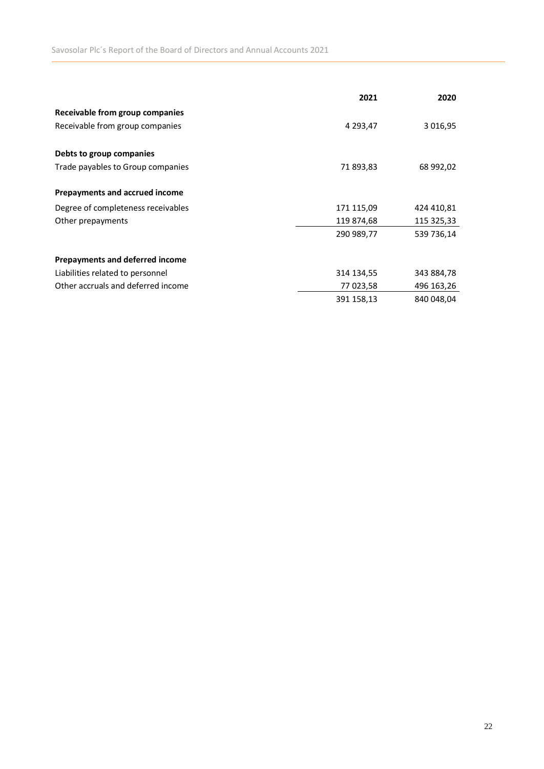| | 2021 | 2020 |
|---|---|---|
| **Receivable from group companies** | | |
| Receivable from group companies | 4 293,47 | 3 016,95 |
| | | |
| **Debts to group companies** | | |
| Trade payables to Group companies | 71 893,83 | 68 992,02 |
| | | |
| **Prepayments and accrued income** | | |
| Degree of completeness receivables | 171 115,09 | 424 410,81 |
| Other prepayments | 119 874,68 | 115 325,33 |
| | 290 989,77 | 539 736,14 |
| | | |
| **Prepayments and deferred income** | | |
| Liabilities related to personnel | 314 134,55 | 343 884,78 |
| Other accruals and deferred income | 77 023,58 | 496 163,26 |
| | 391 158,13 | 840 048,04 |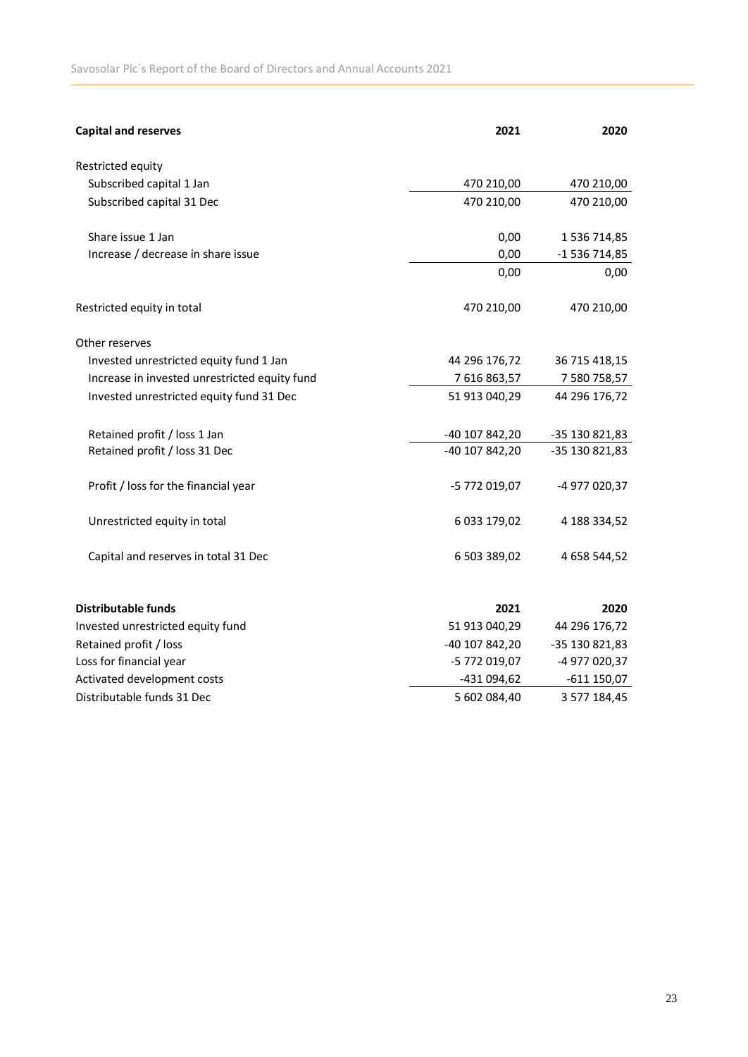| Capital and reserves | 2021 | 2020 |
| --- | --- | --- |
| Restricted equity | | |
| Subscribed capital 1 Jan | 470 210,00 | 470 210,00 |
| Subscribed capital 31 Dec | 470 210,00 | 470 210,00 |
| | | |
| Share issue 1 Jan | 0,00 | 1 536 714,85 |
| Increase / decrease in share issue | 0,00 | -1 536 714,85 |
| | 0,00 | 0,00 |
| | | |
| Restricted equity in total | 470 210,00 | 470 210,00 |
| | | |
| Other reserves | | |
| Invested unrestricted equity fund 1 Jan | 44 296 176,72 | 36 715 418,15 |
| Increase in invested unrestricted equity fund | 7 616 863,57 | 7 580 758,57 |
| Invested unrestricted equity fund 31 Dec | 51 913 040,29 | 44 296 176,72 |
| | | |
| Retained profit / loss 1 Jan | -40 107 842,20 | -35 130 821,83 |
| Retained profit / loss 31 Dec | -40 107 842,20 | -35 130 821,83 |
| | | |
| Profit / loss for the financial year | -5 772 019,07 | -4 977 020,37 |
| | | |
| Unrestricted equity in total | 6 033 179,02 | 4 188 334,52 |
| | | |
| Capital and reserves in total 31 Dec | 6 503 389,02 | 4 658 544,52 |

| Distributable funds | 2021 | 2020 |
| --- | --- | --- |
| Invested unrestricted equity fund | 51 913 040,29 | 44 296 176,72 |
| Retained profit / loss | -40 107 842,20 | -35 130 821,83 |
| Loss for financial year | -5 772 019,07 | -4 977 020,37 |
| Activated development costs | -431 094,62 | -611 150,07 |
| Distributable funds 31 Dec | 5 602 084,40 | 3 577 184,45 |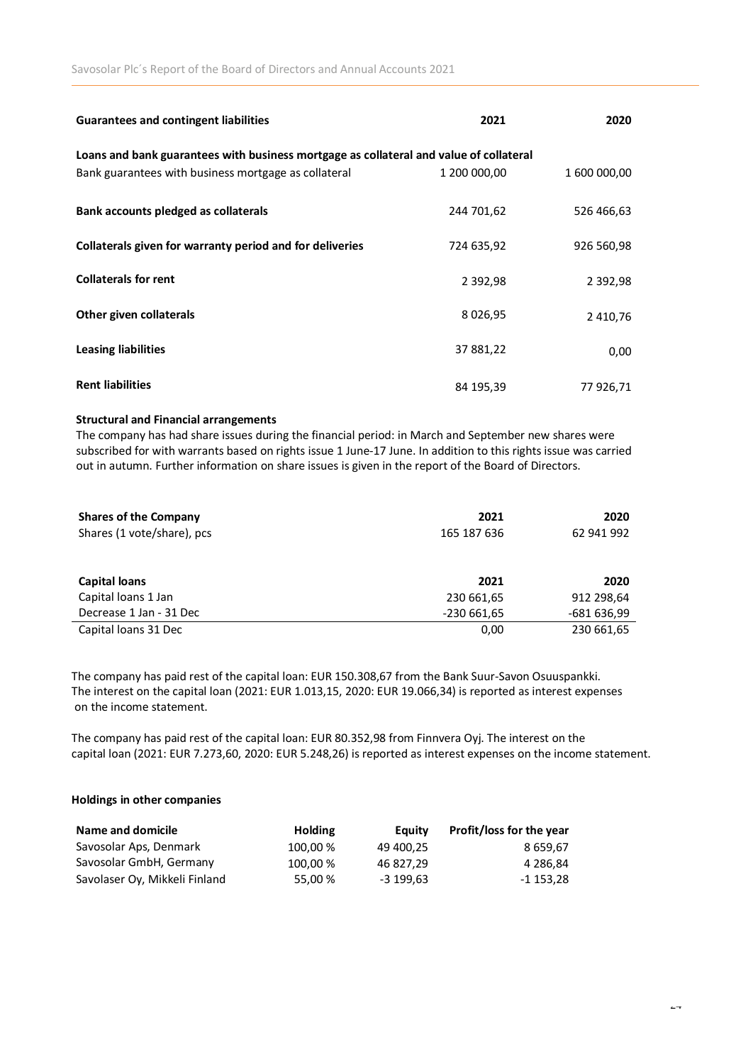| Guarantees and contingent liabilities | 2021 | 2020 |
|---|---|---|
| **Loans and bank guarantees with business mortgage as collateral and value of collateral** | | |
| Bank guarantees with business mortgage as collateral | 1 200 000,00 | 1 600 000,00 |
| **Bank accounts pledged as collaterals** | 244 701,62 | 526 466,63 |
| **Collaterals given for warranty period and for deliveries** | 724 635,92 | 926 560,98 |
| **Collaterals for rent** | 2 392,98 | 2 392,98 |
| **Other given collaterals** | 8 026,95 | 2 410,76 |
| **Leasing liabilities** | 37 881,22 | 0,00 |
| **Rent liabilities** | 84 195,39 | 77 926,71 |

**Structural and Financial arrangements**

The company has had share issues during the financial period: in March and September new shares were subscribed for with warrants based on rights issue 1 June-17 June. In addition to this rights issue was carried out in autumn. Further information on share issues is given in the report of the Board of Directors.

| Shares of the Company | 2021 | 2020 |
|---|---|---|
| Shares (1 vote/share), pcs | 165 187 636 | 62 941 992 |

| Capital loans | 2021 | 2020 |
|---|---|---|
| Capital loans 1 Jan | 230 661,65 | 912 298,64 |
| Decrease 1 Jan - 31 Dec | -230 661,65 | -681 636,99 |
| Capital loans 31 Dec | 0,00 | 230 661,65 |

The company has paid rest of the capital loan: EUR 150.308,67 from the Bank Suur-Savon Osuuspankki. The interest on the capital loan (2021: EUR 1.013,15, 2020: EUR 19.066,34) is reported as interest expenses on the income statement.

The company has paid rest of the capital loan: EUR 80.352,98 from Finnvera Oyj. The interest on the capital loan (2021: EUR 7.273,60, 2020: EUR 5.248,26) is reported as interest expenses on the income statement.

**Holdings in other companies**

| Name and domicile | Holding | Equity | Profit/loss for the year |
|---|---|---|---|
| Savosolar Aps, Denmark | 100,00 % | 49 400,25 | 8 659,67 |
| Savosolar GmbH, Germany | 100,00 % | 46 827,29 | 4 286,84 |
| Savolaser Oy, Mikkeli Finland | 55,00 % | -3 199,63 | -1 153,28 |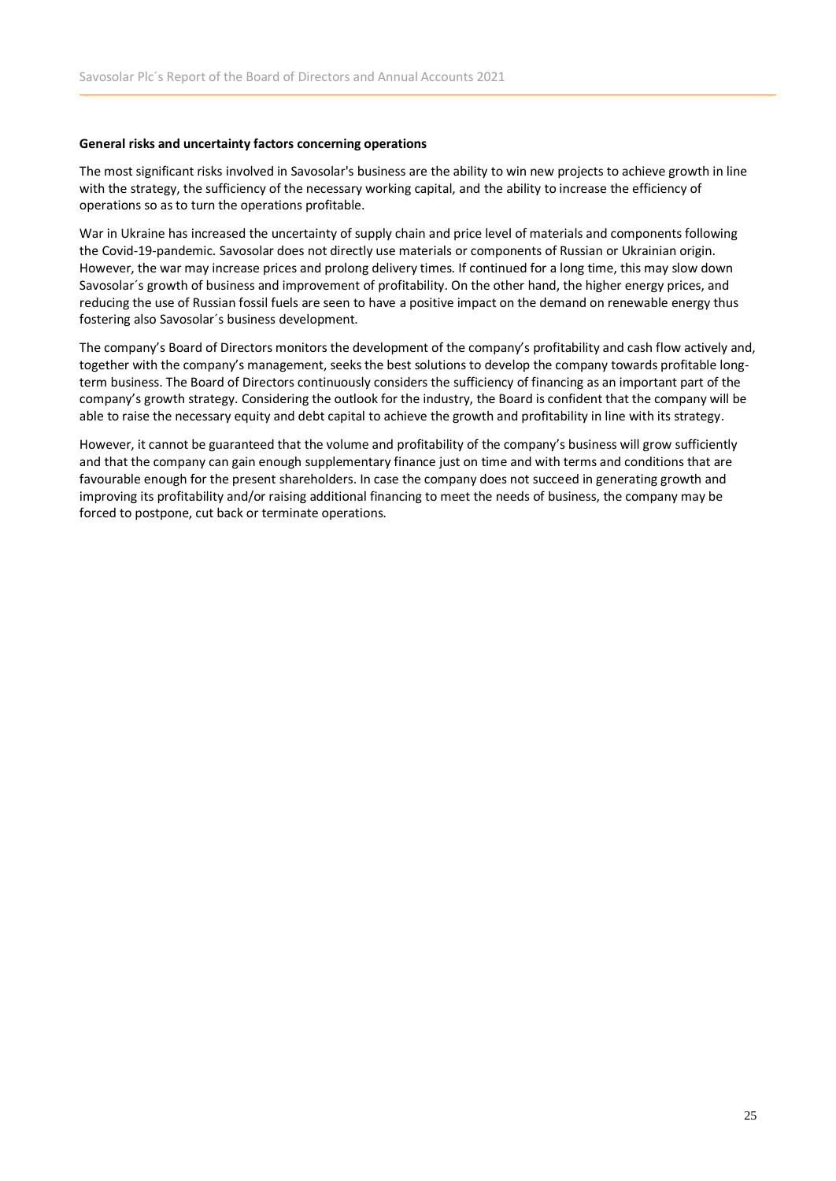**General risks and uncertainty factors concerning operations**

The most significant risks involved in Savosolar's business are the ability to win new projects to achieve growth in line with the strategy, the sufficiency of the necessary working capital, and the ability to increase the efficiency of operations so as to turn the operations profitable.

War in Ukraine has increased the uncertainty of supply chain and price level of materials and components following the Covid-19-pandemic. Savosolar does not directly use materials or components of Russian or Ukrainian origin. However, the war may increase prices and prolong delivery times. If continued for a long time, this may slow down Savosolar´s growth of business and improvement of profitability. On the other hand, the higher energy prices, and reducing the use of Russian fossil fuels are seen to have a positive impact on the demand on renewable energy thus fostering also Savosolar´s business development.

The company's Board of Directors monitors the development of the company's profitability and cash flow actively and, together with the company's management, seeks the best solutions to develop the company towards profitable long-term business. The Board of Directors continuously considers the sufficiency of financing as an important part of the company's growth strategy. Considering the outlook for the industry, the Board is confident that the company will be able to raise the necessary equity and debt capital to achieve the growth and profitability in line with its strategy.

However, it cannot be guaranteed that the volume and profitability of the company's business will grow sufficiently and that the company can gain enough supplementary finance just on time and with terms and conditions that are favourable enough for the present shareholders. In case the company does not succeed in generating growth and improving its profitability and/or raising additional financing to meet the needs of business, the company may be forced to postpone, cut back or terminate operations.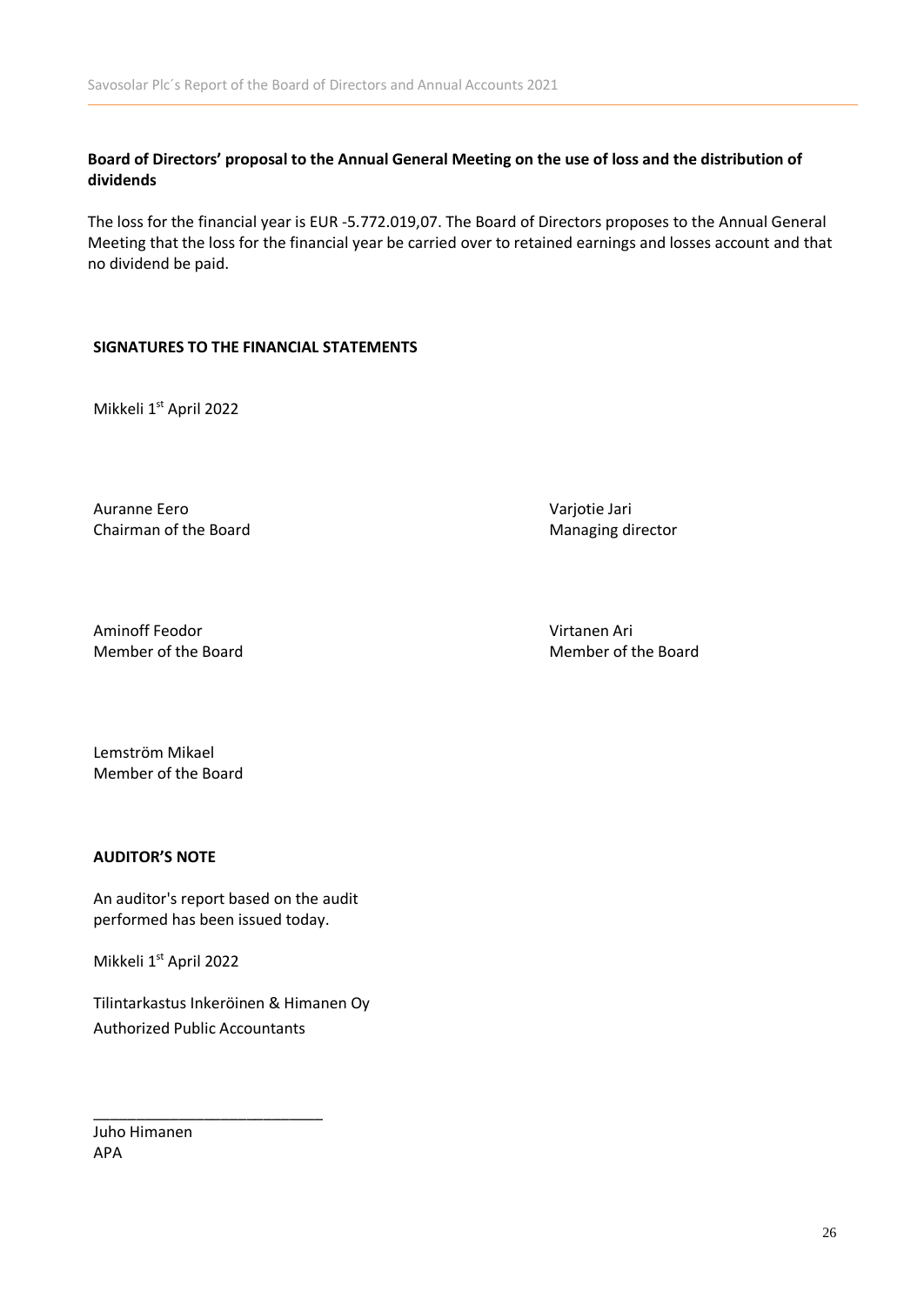**Board of Directors' proposal to the Annual General Meeting on the use of loss and the distribution of dividends**

The loss for the financial year is EUR -5.772.019,07. The Board of Directors proposes to the Annual General Meeting that the loss for the financial year be carried over to retained earnings and losses account and that no dividend be paid.

**SIGNATURES TO THE FINANCIAL STATEMENTS**

Mikkeli 1st April 2022

Auranne Eero
Chairman of the Board

Varjotie Jari
Managing director

Aminoff Feodor
Member of the Board

Virtanen Ari
Member of the Board

Lemström Mikael
Member of the Board

**AUDITOR'S NOTE**

An auditor's report based on the audit performed has been issued today.

Mikkeli 1st April 2022

Tilintarkastus Inkeröinen & Himanen Oy
Authorized Public Accountants

___________________________

Juho Himanen
APA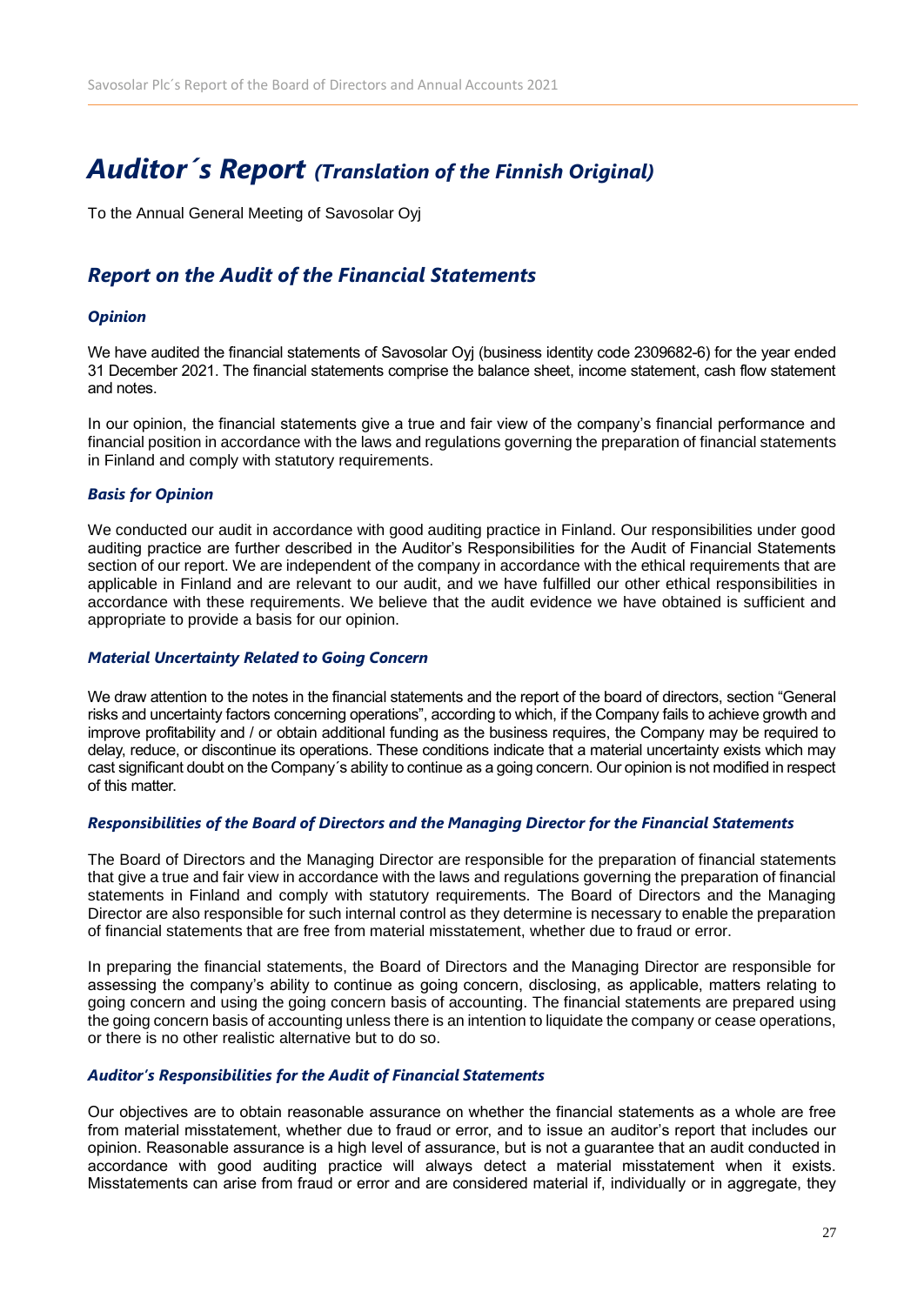# *Auditor´s Report (Translation of the Finnish Original)*

To the Annual General Meeting of Savosolar Oyj

## *Report on the Audit of the Financial Statements*

### *Opinion*

We have audited the financial statements of Savosolar Oyj (business identity code 2309682-6) for the year ended 31 December 2021. The financial statements comprise the balance sheet, income statement, cash flow statement and notes.

In our opinion, the financial statements give a true and fair view of the company's financial performance and financial position in accordance with the laws and regulations governing the preparation of financial statements in Finland and comply with statutory requirements.

### *Basis for Opinion*

We conducted our audit in accordance with good auditing practice in Finland. Our responsibilities under good auditing practice are further described in the Auditor's Responsibilities for the Audit of Financial Statements section of our report. We are independent of the company in accordance with the ethical requirements that are applicable in Finland and are relevant to our audit, and we have fulfilled our other ethical responsibilities in accordance with these requirements. We believe that the audit evidence we have obtained is sufficient and appropriate to provide a basis for our opinion.

### *Material Uncertainty Related to Going Concern*

We draw attention to the notes in the financial statements and the report of the board of directors, section "General risks and uncertainty factors concerning operations", according to which, if the Company fails to achieve growth and improve profitability and / or obtain additional funding as the business requires, the Company may be required to delay, reduce, or discontinue its operations. These conditions indicate that a material uncertainty exists which may cast significant doubt on the Company´s ability to continue as a going concern. Our opinion is not modified in respect of this matter.

### *Responsibilities of the Board of Directors and the Managing Director for the Financial Statements*

The Board of Directors and the Managing Director are responsible for the preparation of financial statements that give a true and fair view in accordance with the laws and regulations governing the preparation of financial statements in Finland and comply with statutory requirements. The Board of Directors and the Managing Director are also responsible for such internal control as they determine is necessary to enable the preparation of financial statements that are free from material misstatement, whether due to fraud or error.

In preparing the financial statements, the Board of Directors and the Managing Director are responsible for assessing the company's ability to continue as going concern, disclosing, as applicable, matters relating to going concern and using the going concern basis of accounting. The financial statements are prepared using the going concern basis of accounting unless there is an intention to liquidate the company or cease operations, or there is no other realistic alternative but to do so.

### *Auditor's Responsibilities for the Audit of Financial Statements*

Our objectives are to obtain reasonable assurance on whether the financial statements as a whole are free from material misstatement, whether due to fraud or error, and to issue an auditor's report that includes our opinion. Reasonable assurance is a high level of assurance, but is not a guarantee that an audit conducted in accordance with good auditing practice will always detect a material misstatement when it exists. Misstatements can arise from fraud or error and are considered material if, individually or in aggregate, they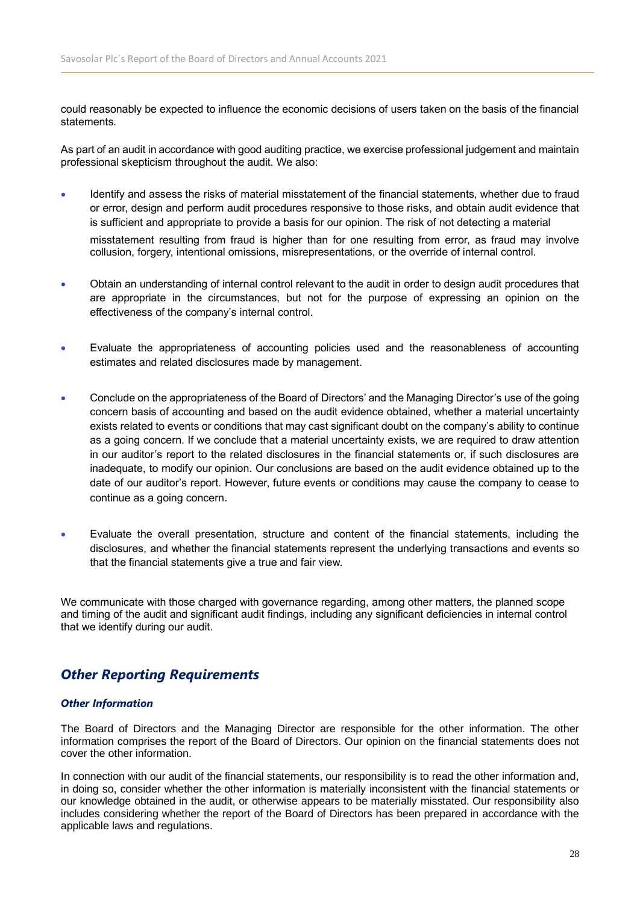could reasonably be expected to influence the economic decisions of users taken on the basis of the financial statements.

As part of an audit in accordance with good auditing practice, we exercise professional judgement and maintain professional skepticism throughout the audit. We also:

- Identify and assess the risks of material misstatement of the financial statements, whether due to fraud or error, design and perform audit procedures responsive to those risks, and obtain audit evidence that is sufficient and appropriate to provide a basis for our opinion. The risk of not detecting a material misstatement resulting from fraud is higher than for one resulting from error, as fraud may involve collusion, forgery, intentional omissions, misrepresentations, or the override of internal control.

- Obtain an understanding of internal control relevant to the audit in order to design audit procedures that are appropriate in the circumstances, but not for the purpose of expressing an opinion on the effectiveness of the company's internal control.

- Evaluate the appropriateness of accounting policies used and the reasonableness of accounting estimates and related disclosures made by management.

- Conclude on the appropriateness of the Board of Directors' and the Managing Director's use of the going concern basis of accounting and based on the audit evidence obtained, whether a material uncertainty exists related to events or conditions that may cast significant doubt on the company's ability to continue as a going concern. If we conclude that a material uncertainty exists, we are required to draw attention in our auditor's report to the related disclosures in the financial statements or, if such disclosures are inadequate, to modify our opinion. Our conclusions are based on the audit evidence obtained up to the date of our auditor's report. However, future events or conditions may cause the company to cease to continue as a going concern.

- Evaluate the overall presentation, structure and content of the financial statements, including the disclosures, and whether the financial statements represent the underlying transactions and events so that the financial statements give a true and fair view.

We communicate with those charged with governance regarding, among other matters, the planned scope and timing of the audit and significant audit findings, including any significant deficiencies in internal control that we identify during our audit.

## *Other Reporting Requirements*

### *Other Information*

The Board of Directors and the Managing Director are responsible for the other information. The other information comprises the report of the Board of Directors. Our opinion on the financial statements does not cover the other information.

In connection with our audit of the financial statements, our responsibility is to read the other information and, in doing so, consider whether the other information is materially inconsistent with the financial statements or our knowledge obtained in the audit, or otherwise appears to be materially misstated. Our responsibility also includes considering whether the report of the Board of Directors has been prepared in accordance with the applicable laws and regulations.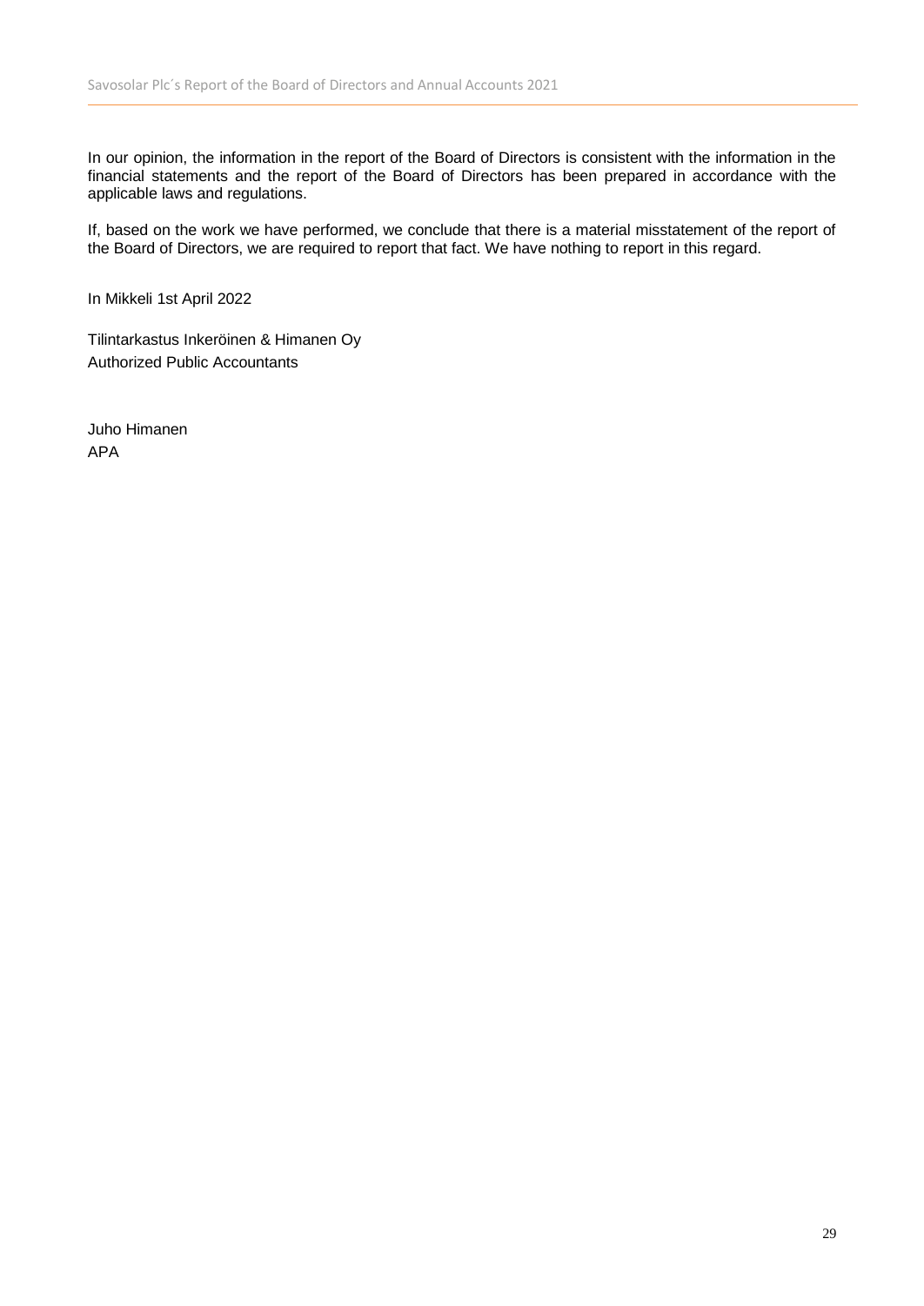In our opinion, the information in the report of the Board of Directors is consistent with the information in the financial statements and the report of the Board of Directors has been prepared in accordance with the applicable laws and regulations.

If, based on the work we have performed, we conclude that there is a material misstatement of the report of the Board of Directors, we are required to report that fact. We have nothing to report in this regard.

In Mikkeli 1st April 2022

Tilintarkastus Inkeröinen & Himanen Oy
Authorized Public Accountants

Juho Himanen
APA